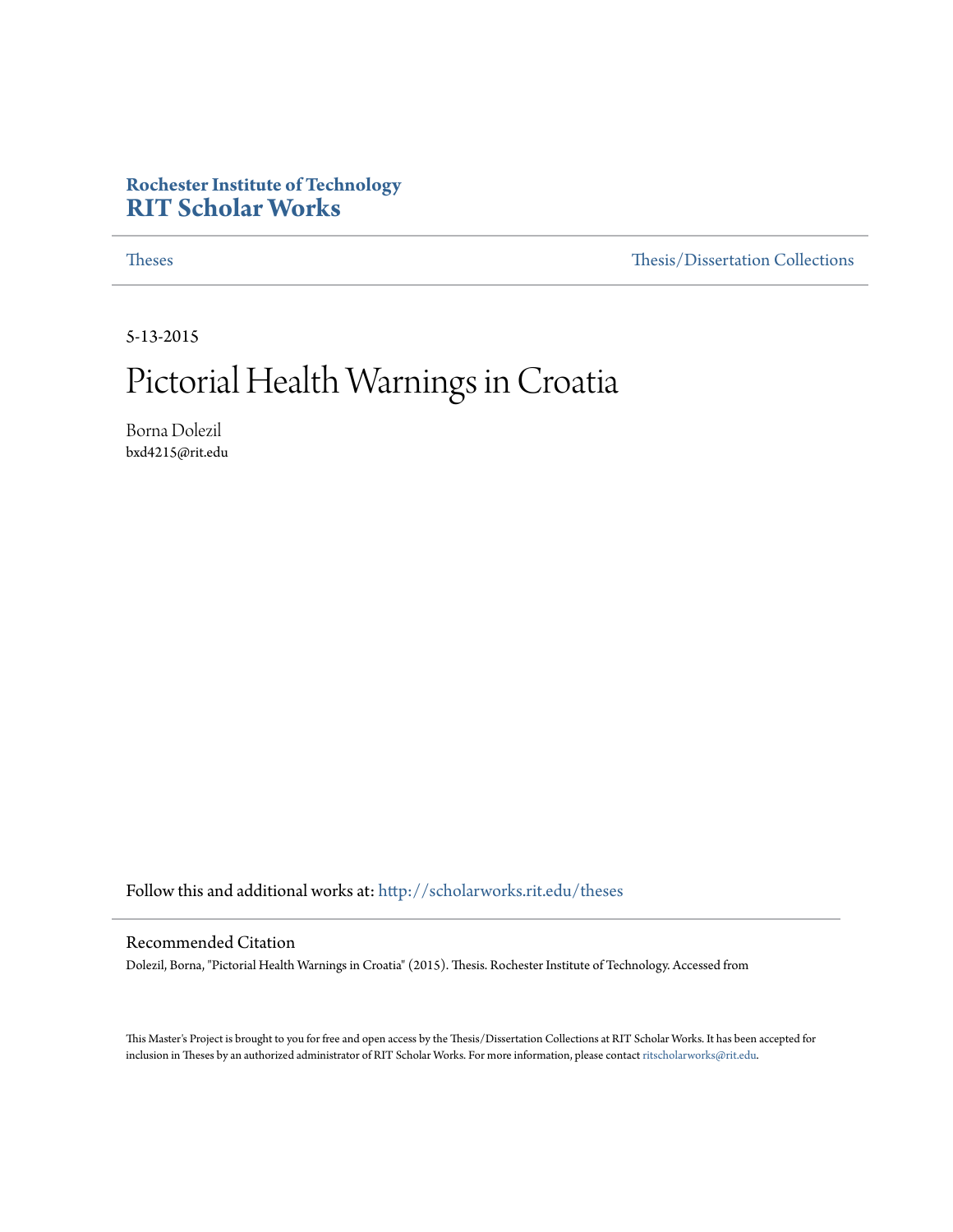Rochester Institute of Technology

**RIT Scholar Works**

Theses

Thesis/Dissertation Collections

5-13-2015

# Pictorial Health Warnings in Croatia

Borna Dolezil

bxd4215@rit.edu

Follow this and additional works at: http://scholarworks.rit.edu/theses

## Recommended Citation

Dolezil, Borna, "Pictorial Health Warnings in Croatia" (2015). Thesis. Rochester Institute of Technology. Accessed from

This Master's Project is brought to you for free and open access by the Thesis/Dissertation Collections at RIT Scholar Works. It has been accepted for inclusion in Theses by an authorized administrator of RIT Scholar Works. For more information, please contact ritscholarworks@rit.edu.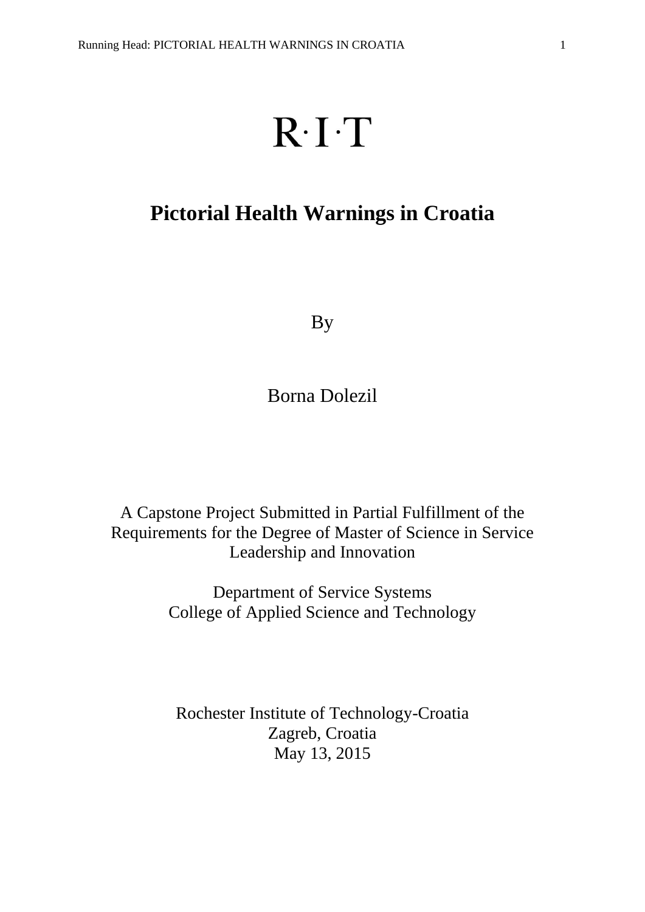R·I·T

# Pictorial Health Warnings in Croatia

By

Borna Dolezil

A Capstone Project Submitted in Partial Fulfillment of the Requirements for the Degree of Master of Science in Service Leadership and Innovation

Department of Service Systems
College of Applied Science and Technology

Rochester Institute of Technology-Croatia
Zagreb, Croatia
May 13, 2015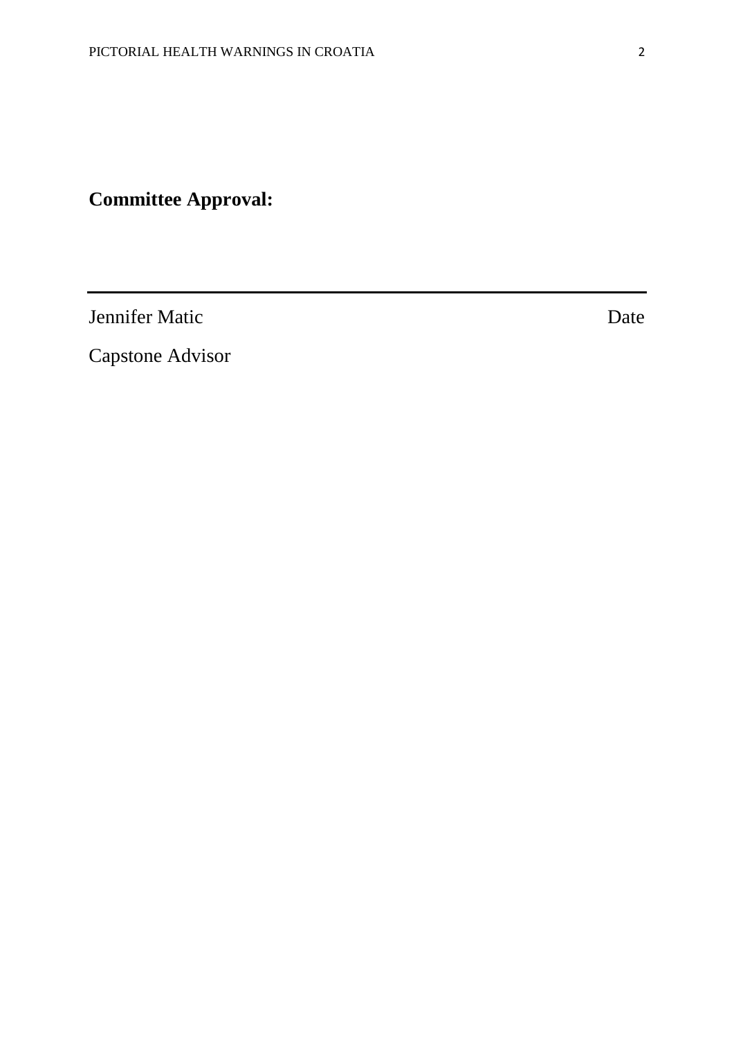**Committee Approval:**

---

Jennifer Matic                                                                                    Date

Capstone Advisor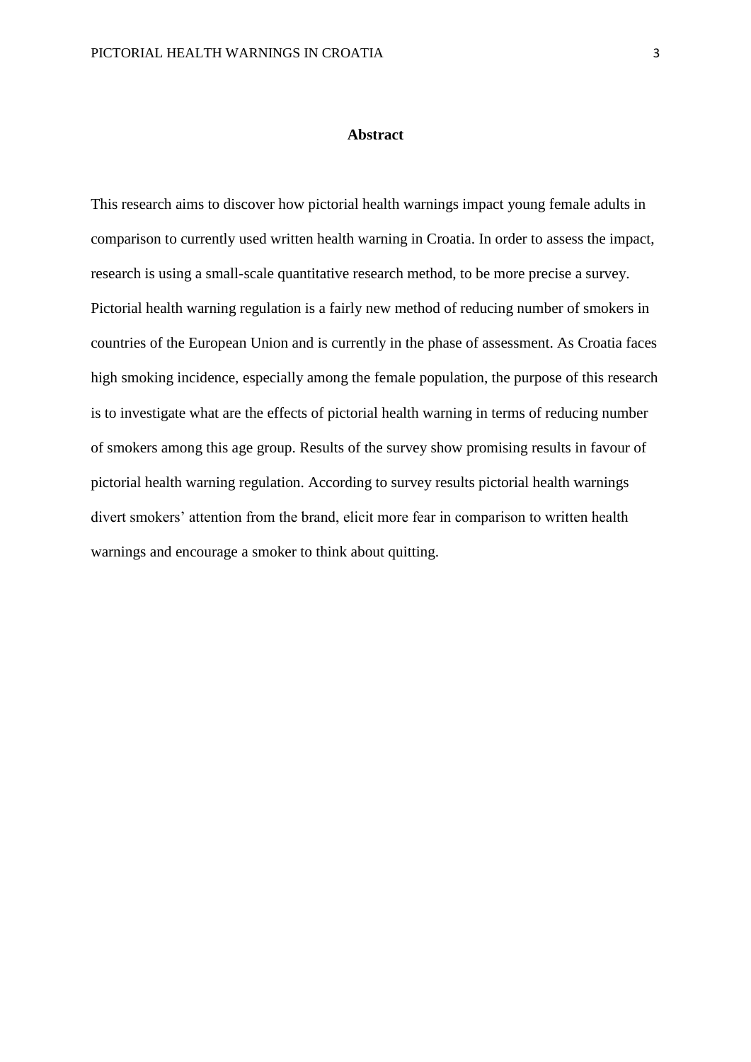# Abstract

This research aims to discover how pictorial health warnings impact young female adults in comparison to currently used written health warning in Croatia. In order to assess the impact, research is using a small-scale quantitative research method, to be more precise a survey. Pictorial health warning regulation is a fairly new method of reducing number of smokers in countries of the European Union and is currently in the phase of assessment. As Croatia faces high smoking incidence, especially among the female population, the purpose of this research is to investigate what are the effects of pictorial health warning in terms of reducing number of smokers among this age group. Results of the survey show promising results in favour of pictorial health warning regulation. According to survey results pictorial health warnings divert smokers' attention from the brand, elicit more fear in comparison to written health warnings and encourage a smoker to think about quitting.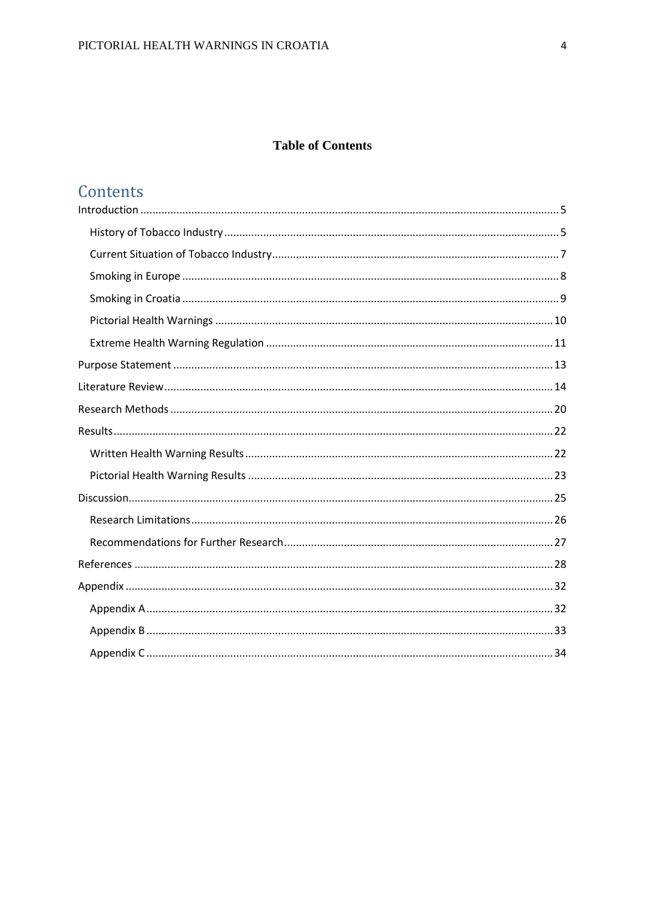# Table of Contents

## Contents

- Introduction ..... 5
  - History of Tobacco Industry ..... 5
  - Current Situation of Tobacco Industry ..... 7
  - Smoking in Europe ..... 8
  - Smoking in Croatia ..... 9
  - Pictorial Health Warnings ..... 10
  - Extreme Health Warning Regulation ..... 11
- Purpose Statement ..... 13
- Literature Review ..... 14
- Research Methods ..... 20
- Results ..... 22
  - Written Health Warning Results ..... 22
  - Pictorial Health Warning Results ..... 23
- Discussion ..... 25
  - Research Limitations ..... 26
  - Recommendations for Further Research ..... 27
- References ..... 28
- Appendix ..... 32
  - Appendix A ..... 32
  - Appendix B ..... 33
  - Appendix C ..... 34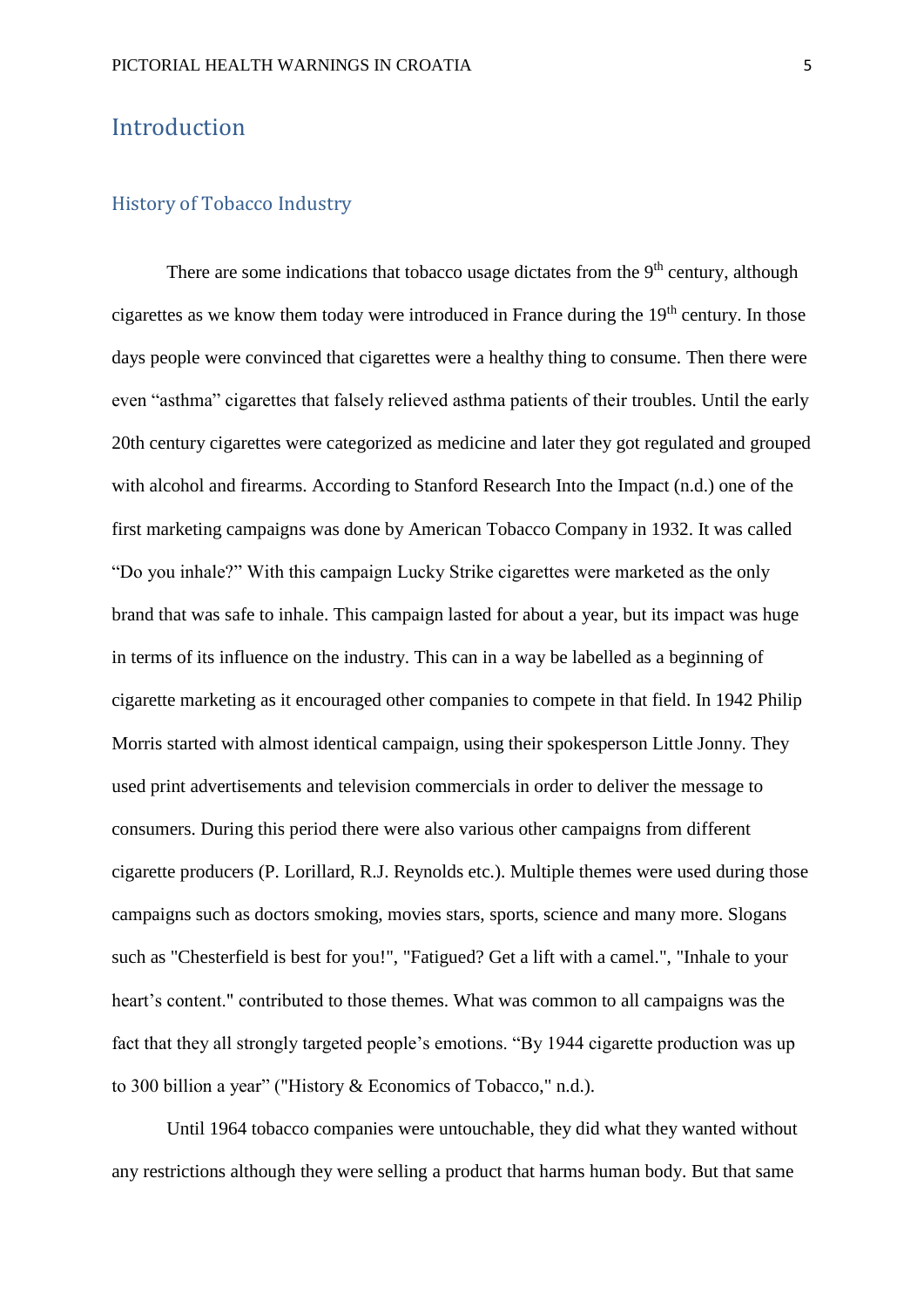# Introduction

## History of Tobacco Industry

There are some indications that tobacco usage dictates from the 9$^{th}$ century, although cigarettes as we know them today were introduced in France during the 19$^{th}$ century. In those days people were convinced that cigarettes were a healthy thing to consume. Then there were even "asthma" cigarettes that falsely relieved asthma patients of their troubles. Until the early 20th century cigarettes were categorized as medicine and later they got regulated and grouped with alcohol and firearms. According to Stanford Research Into the Impact (n.d.) one of the first marketing campaigns was done by American Tobacco Company in 1932. It was called "Do you inhale?" With this campaign Lucky Strike cigarettes were marketed as the only brand that was safe to inhale. This campaign lasted for about a year, but its impact was huge in terms of its influence on the industry. This can in a way be labelled as a beginning of cigarette marketing as it encouraged other companies to compete in that field. In 1942 Philip Morris started with almost identical campaign, using their spokesperson Little Jonny. They used print advertisements and television commercials in order to deliver the message to consumers. During this period there were also various other campaigns from different cigarette producers (P. Lorillard, R.J. Reynolds etc.). Multiple themes were used during those campaigns such as doctors smoking, movies stars, sports, science and many more. Slogans such as "Chesterfield is best for you!", "Fatigued? Get a lift with a camel.", "Inhale to your heart's content." contributed to those themes. What was common to all campaigns was the fact that they all strongly targeted people's emotions. "By 1944 cigarette production was up to 300 billion a year" ("History & Economics of Tobacco," n.d.).

Until 1964 tobacco companies were untouchable, they did what they wanted without any restrictions although they were selling a product that harms human body. But that same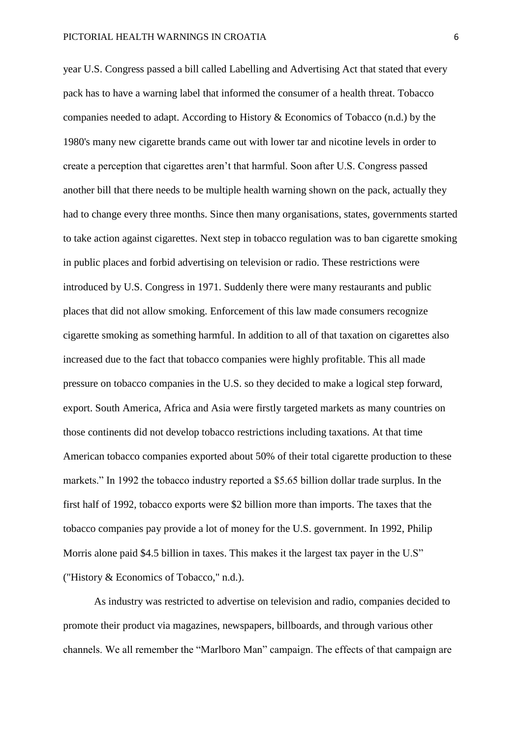year U.S. Congress passed a bill called Labelling and Advertising Act that stated that every pack has to have a warning label that informed the consumer of a health threat. Tobacco companies needed to adapt. According to History & Economics of Tobacco (n.d.) by the 1980's many new cigarette brands came out with lower tar and nicotine levels in order to create a perception that cigarettes aren't that harmful. Soon after U.S. Congress passed another bill that there needs to be multiple health warning shown on the pack, actually they had to change every three months. Since then many organisations, states, governments started to take action against cigarettes. Next step in tobacco regulation was to ban cigarette smoking in public places and forbid advertising on television or radio. These restrictions were introduced by U.S. Congress in 1971. Suddenly there were many restaurants and public places that did not allow smoking. Enforcement of this law made consumers recognize cigarette smoking as something harmful. In addition to all of that taxation on cigarettes also increased due to the fact that tobacco companies were highly profitable. This all made pressure on tobacco companies in the U.S. so they decided to make a logical step forward, export. South America, Africa and Asia were firstly targeted markets as many countries on those continents did not develop tobacco restrictions including taxations. At that time American tobacco companies exported about 50% of their total cigarette production to these markets." In 1992 the tobacco industry reported a $5.65 billion dollar trade surplus. In the first half of 1992, tobacco exports were $2 billion more than imports. The taxes that the tobacco companies pay provide a lot of money for the U.S. government. In 1992, Philip Morris alone paid $4.5 billion in taxes. This makes it the largest tax payer in the U.S" ("History & Economics of Tobacco," n.d.).

As industry was restricted to advertise on television and radio, companies decided to promote their product via magazines, newspapers, billboards, and through various other channels. We all remember the "Marlboro Man" campaign. The effects of that campaign are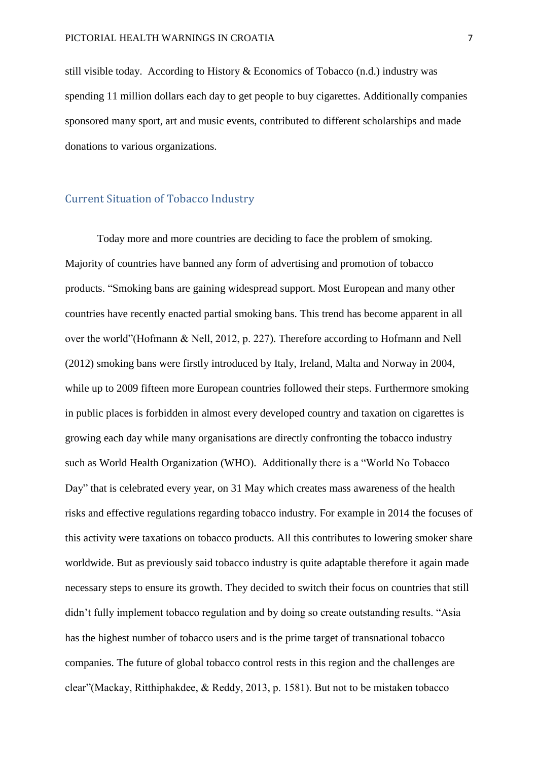still visible today. According to History & Economics of Tobacco (n.d.) industry was spending 11 million dollars each day to get people to buy cigarettes. Additionally companies sponsored many sport, art and music events, contributed to different scholarships and made donations to various organizations.

## Current Situation of Tobacco Industry

Today more and more countries are deciding to face the problem of smoking. Majority of countries have banned any form of advertising and promotion of tobacco products. "Smoking bans are gaining widespread support. Most European and many other countries have recently enacted partial smoking bans. This trend has become apparent in all over the world"(Hofmann & Nell, 2012, p. 227). Therefore according to Hofmann and Nell (2012) smoking bans were firstly introduced by Italy, Ireland, Malta and Norway in 2004, while up to 2009 fifteen more European countries followed their steps. Furthermore smoking in public places is forbidden in almost every developed country and taxation on cigarettes is growing each day while many organisations are directly confronting the tobacco industry such as World Health Organization (WHO). Additionally there is a "World No Tobacco Day" that is celebrated every year, on 31 May which creates mass awareness of the health risks and effective regulations regarding tobacco industry. For example in 2014 the focuses of this activity were taxations on tobacco products. All this contributes to lowering smoker share worldwide. But as previously said tobacco industry is quite adaptable therefore it again made necessary steps to ensure its growth. They decided to switch their focus on countries that still didn't fully implement tobacco regulation and by doing so create outstanding results. "Asia has the highest number of tobacco users and is the prime target of transnational tobacco companies. The future of global tobacco control rests in this region and the challenges are clear"(Mackay, Ritthiphakdee, & Reddy, 2013, p. 1581). But not to be mistaken tobacco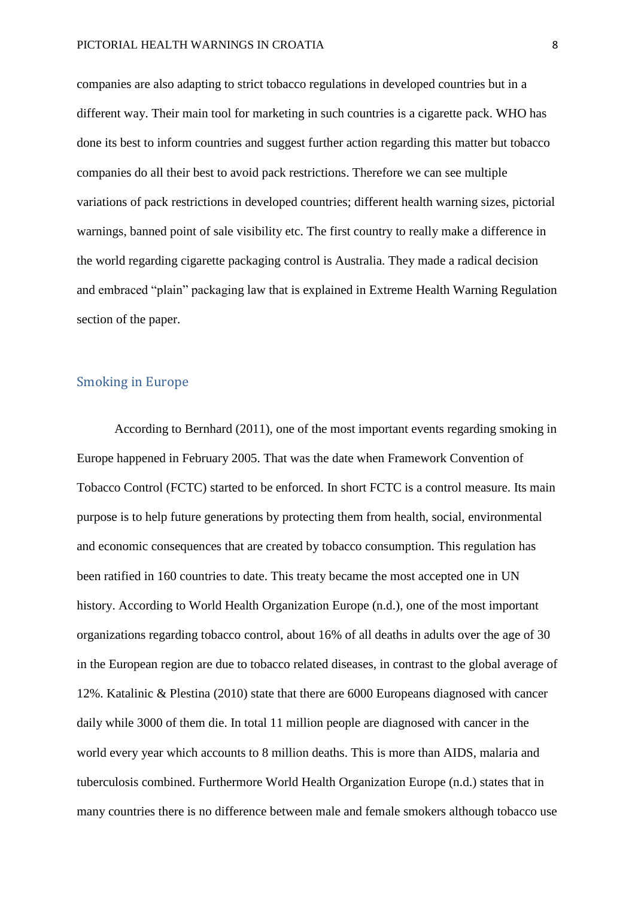companies are also adapting to strict tobacco regulations in developed countries but in a different way. Their main tool for marketing in such countries is a cigarette pack. WHO has done its best to inform countries and suggest further action regarding this matter but tobacco companies do all their best to avoid pack restrictions. Therefore we can see multiple variations of pack restrictions in developed countries; different health warning sizes, pictorial warnings, banned point of sale visibility etc. The first country to really make a difference in the world regarding cigarette packaging control is Australia. They made a radical decision and embraced "plain" packaging law that is explained in Extreme Health Warning Regulation section of the paper.

## Smoking in Europe

According to Bernhard (2011), one of the most important events regarding smoking in Europe happened in February 2005. That was the date when Framework Convention of Tobacco Control (FCTC) started to be enforced. In short FCTC is a control measure. Its main purpose is to help future generations by protecting them from health, social, environmental and economic consequences that are created by tobacco consumption. This regulation has been ratified in 160 countries to date. This treaty became the most accepted one in UN history. According to World Health Organization Europe (n.d.), one of the most important organizations regarding tobacco control, about 16% of all deaths in adults over the age of 30 in the European region are due to tobacco related diseases, in contrast to the global average of 12%. Katalinic & Plestina (2010) state that there are 6000 Europeans diagnosed with cancer daily while 3000 of them die. In total 11 million people are diagnosed with cancer in the world every year which accounts to 8 million deaths. This is more than AIDS, malaria and tuberculosis combined. Furthermore World Health Organization Europe (n.d.) states that in many countries there is no difference between male and female smokers although tobacco use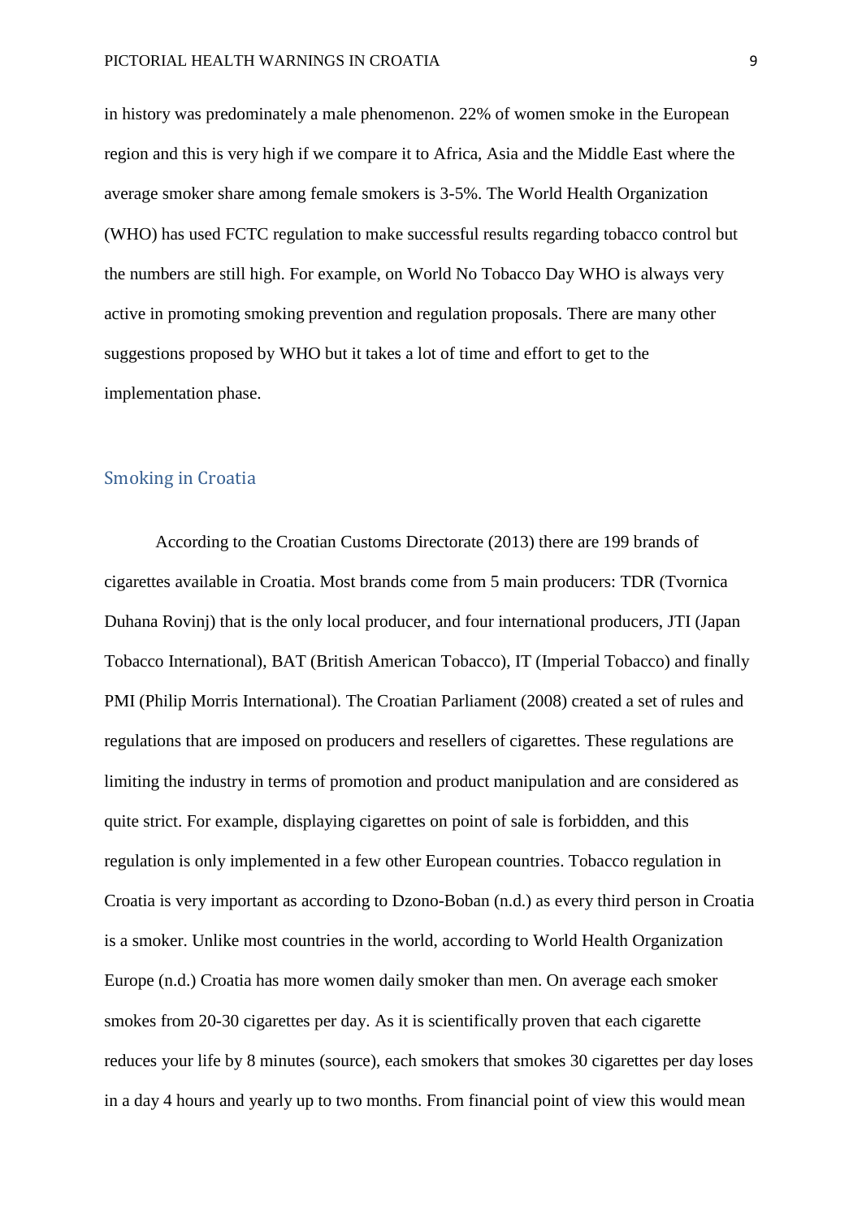in history was predominately a male phenomenon. 22% of women smoke in the European region and this is very high if we compare it to Africa, Asia and the Middle East where the average smoker share among female smokers is 3-5%. The World Health Organization (WHO) has used FCTC regulation to make successful results regarding tobacco control but the numbers are still high. For example, on World No Tobacco Day WHO is always very active in promoting smoking prevention and regulation proposals. There are many other suggestions proposed by WHO but it takes a lot of time and effort to get to the implementation phase.

## Smoking in Croatia

According to the Croatian Customs Directorate (2013) there are 199 brands of cigarettes available in Croatia. Most brands come from 5 main producers: TDR (Tvornica Duhana Rovinj) that is the only local producer, and four international producers, JTI (Japan Tobacco International), BAT (British American Tobacco), IT (Imperial Tobacco) and finally PMI (Philip Morris International). The Croatian Parliament (2008) created a set of rules and regulations that are imposed on producers and resellers of cigarettes. These regulations are limiting the industry in terms of promotion and product manipulation and are considered as quite strict. For example, displaying cigarettes on point of sale is forbidden, and this regulation is only implemented in a few other European countries. Tobacco regulation in Croatia is very important as according to Dzono-Boban (n.d.) as every third person in Croatia is a smoker. Unlike most countries in the world, according to World Health Organization Europe (n.d.) Croatia has more women daily smoker than men. On average each smoker smokes from 20-30 cigarettes per day. As it is scientifically proven that each cigarette reduces your life by 8 minutes (source), each smokers that smokes 30 cigarettes per day loses in a day 4 hours and yearly up to two months. From financial point of view this would mean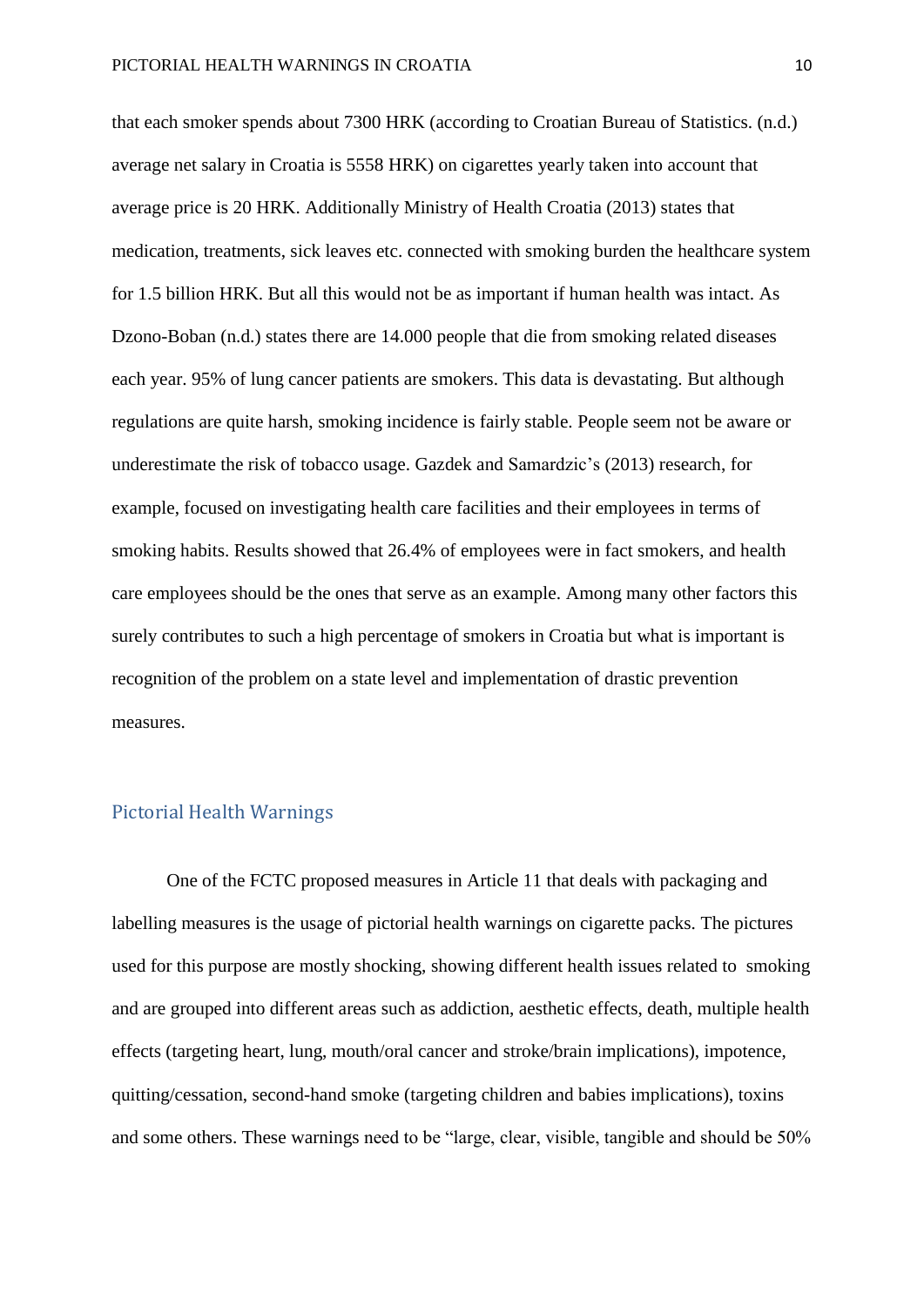that each smoker spends about 7300 HRK (according to Croatian Bureau of Statistics. (n.d.) average net salary in Croatia is 5558 HRK) on cigarettes yearly taken into account that average price is 20 HRK. Additionally Ministry of Health Croatia (2013) states that medication, treatments, sick leaves etc. connected with smoking burden the healthcare system for 1.5 billion HRK. But all this would not be as important if human health was intact. As Dzono-Boban (n.d.) states there are 14.000 people that die from smoking related diseases each year. 95% of lung cancer patients are smokers. This data is devastating. But although regulations are quite harsh, smoking incidence is fairly stable. People seem not be aware or underestimate the risk of tobacco usage. Gazdek and Samardzic's (2013) research, for example, focused on investigating health care facilities and their employees in terms of smoking habits. Results showed that 26.4% of employees were in fact smokers, and health care employees should be the ones that serve as an example. Among many other factors this surely contributes to such a high percentage of smokers in Croatia but what is important is recognition of the problem on a state level and implementation of drastic prevention measures.

## Pictorial Health Warnings

One of the FCTC proposed measures in Article 11 that deals with packaging and labelling measures is the usage of pictorial health warnings on cigarette packs. The pictures used for this purpose are mostly shocking, showing different health issues related to smoking and are grouped into different areas such as addiction, aesthetic effects, death, multiple health effects (targeting heart, lung, mouth/oral cancer and stroke/brain implications), impotence, quitting/cessation, second-hand smoke (targeting children and babies implications), toxins and some others. These warnings need to be "large, clear, visible, tangible and should be 50%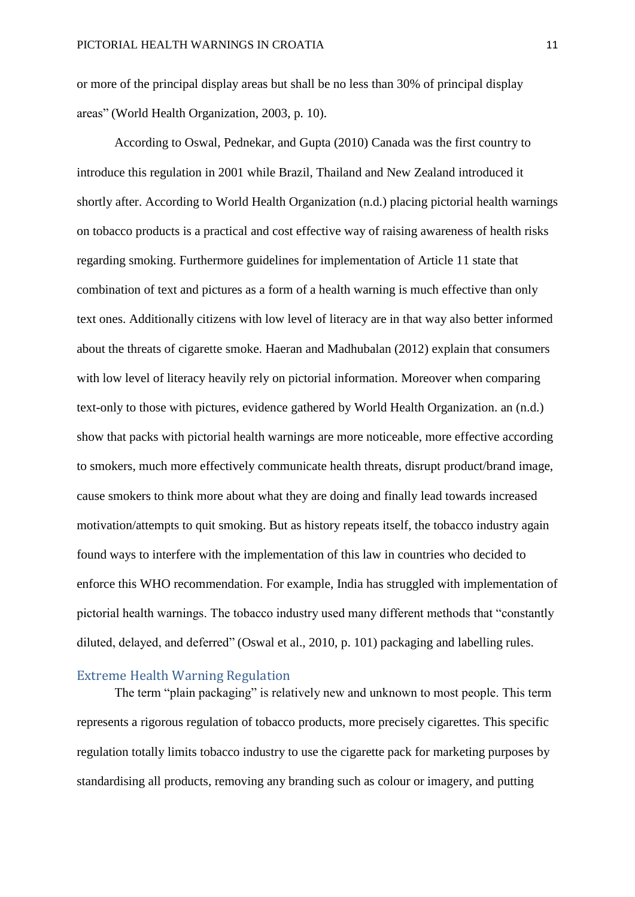or more of the principal display areas but shall be no less than 30% of principal display areas" (World Health Organization, 2003, p. 10).

According to Oswal, Pednekar, and Gupta (2010) Canada was the first country to introduce this regulation in 2001 while Brazil, Thailand and New Zealand introduced it shortly after. According to World Health Organization (n.d.) placing pictorial health warnings on tobacco products is a practical and cost effective way of raising awareness of health risks regarding smoking. Furthermore guidelines for implementation of Article 11 state that combination of text and pictures as a form of a health warning is much effective than only text ones. Additionally citizens with low level of literacy are in that way also better informed about the threats of cigarette smoke. Haeran and Madhubalan (2012) explain that consumers with low level of literacy heavily rely on pictorial information. Moreover when comparing text-only to those with pictures, evidence gathered by World Health Organization. an (n.d.) show that packs with pictorial health warnings are more noticeable, more effective according to smokers, much more effectively communicate health threats, disrupt product/brand image, cause smokers to think more about what they are doing and finally lead towards increased motivation/attempts to quit smoking. But as history repeats itself, the tobacco industry again found ways to interfere with the implementation of this law in countries who decided to enforce this WHO recommendation. For example, India has struggled with implementation of pictorial health warnings. The tobacco industry used many different methods that "constantly diluted, delayed, and deferred" (Oswal et al., 2010, p. 101) packaging and labelling rules.

## Extreme Health Warning Regulation

The term "plain packaging" is relatively new and unknown to most people. This term represents a rigorous regulation of tobacco products, more precisely cigarettes. This specific regulation totally limits tobacco industry to use the cigarette pack for marketing purposes by standardising all products, removing any branding such as colour or imagery, and putting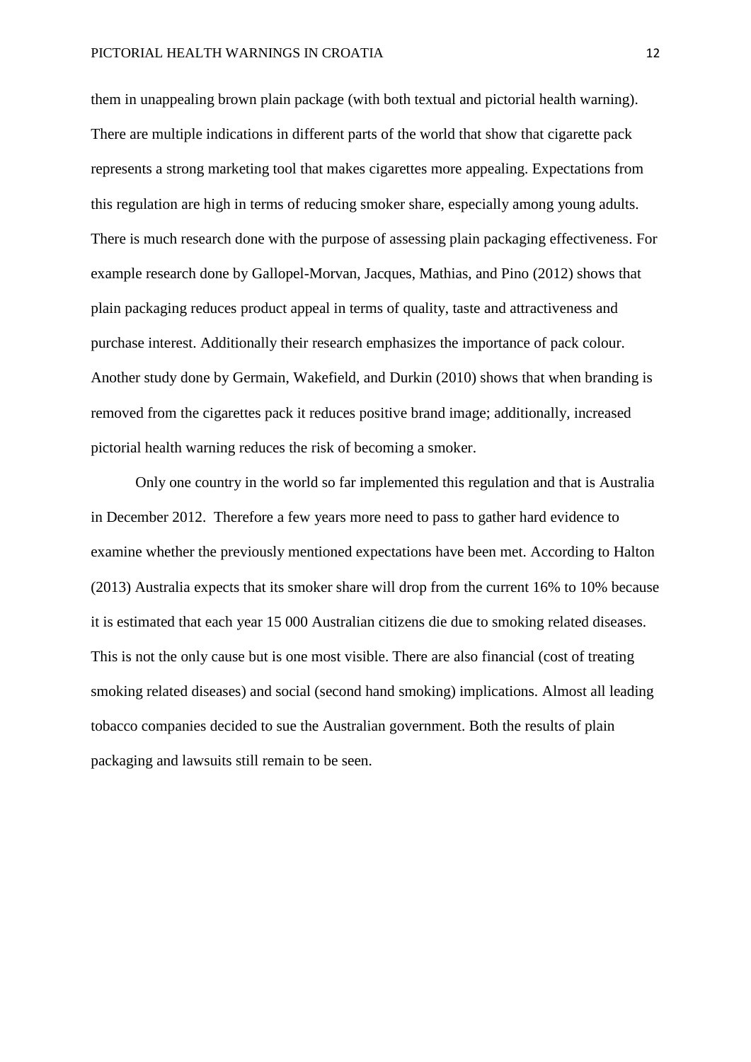them in unappealing brown plain package (with both textual and pictorial health warning). There are multiple indications in different parts of the world that show that cigarette pack represents a strong marketing tool that makes cigarettes more appealing. Expectations from this regulation are high in terms of reducing smoker share, especially among young adults. There is much research done with the purpose of assessing plain packaging effectiveness. For example research done by Gallopel-Morvan, Jacques, Mathias, and Pino (2012) shows that plain packaging reduces product appeal in terms of quality, taste and attractiveness and purchase interest. Additionally their research emphasizes the importance of pack colour. Another study done by Germain, Wakefield, and Durkin (2010) shows that when branding is removed from the cigarettes pack it reduces positive brand image; additionally, increased pictorial health warning reduces the risk of becoming a smoker.

Only one country in the world so far implemented this regulation and that is Australia in December 2012. Therefore a few years more need to pass to gather hard evidence to examine whether the previously mentioned expectations have been met. According to Halton (2013) Australia expects that its smoker share will drop from the current 16% to 10% because it is estimated that each year 15 000 Australian citizens die due to smoking related diseases. This is not the only cause but is one most visible. There are also financial (cost of treating smoking related diseases) and social (second hand smoking) implications. Almost all leading tobacco companies decided to sue the Australian government. Both the results of plain packaging and lawsuits still remain to be seen.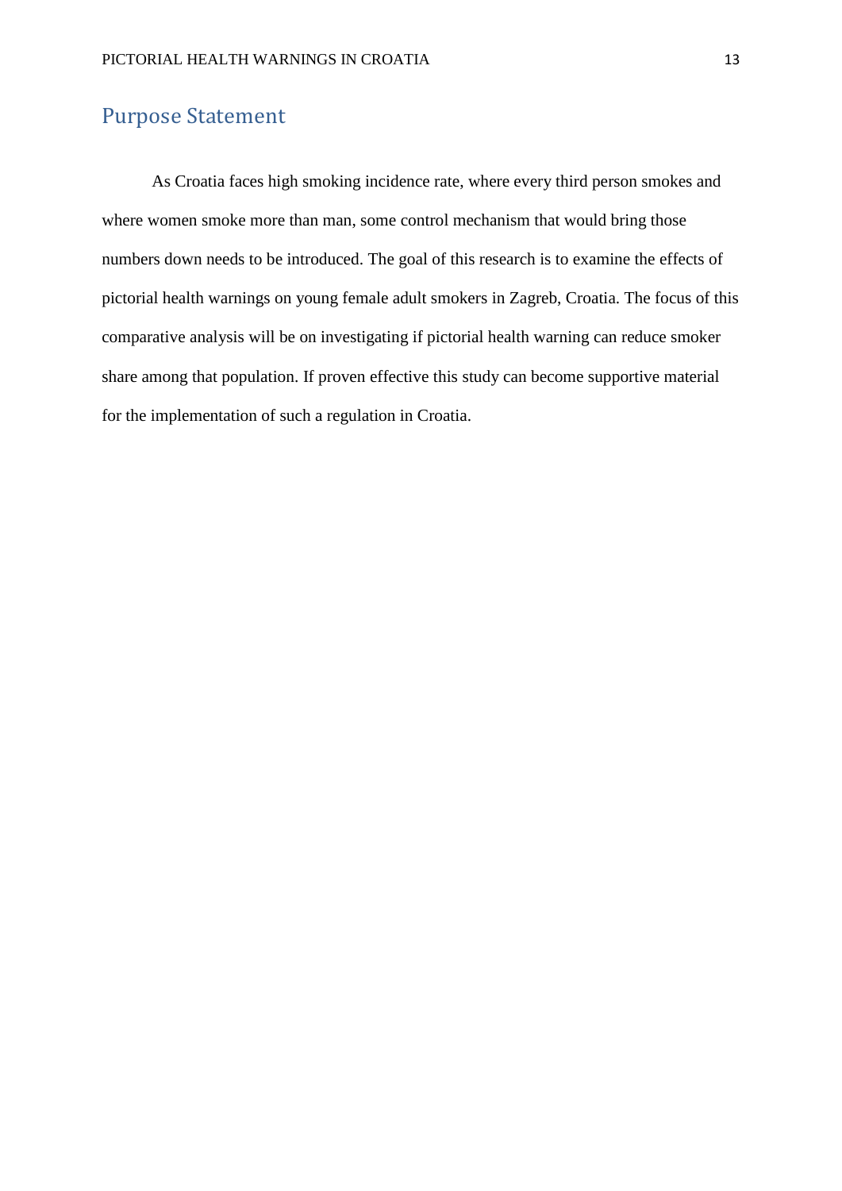## Purpose Statement

As Croatia faces high smoking incidence rate, where every third person smokes and where women smoke more than man, some control mechanism that would bring those numbers down needs to be introduced. The goal of this research is to examine the effects of pictorial health warnings on young female adult smokers in Zagreb, Croatia. The focus of this comparative analysis will be on investigating if pictorial health warning can reduce smoker share among that population. If proven effective this study can become supportive material for the implementation of such a regulation in Croatia.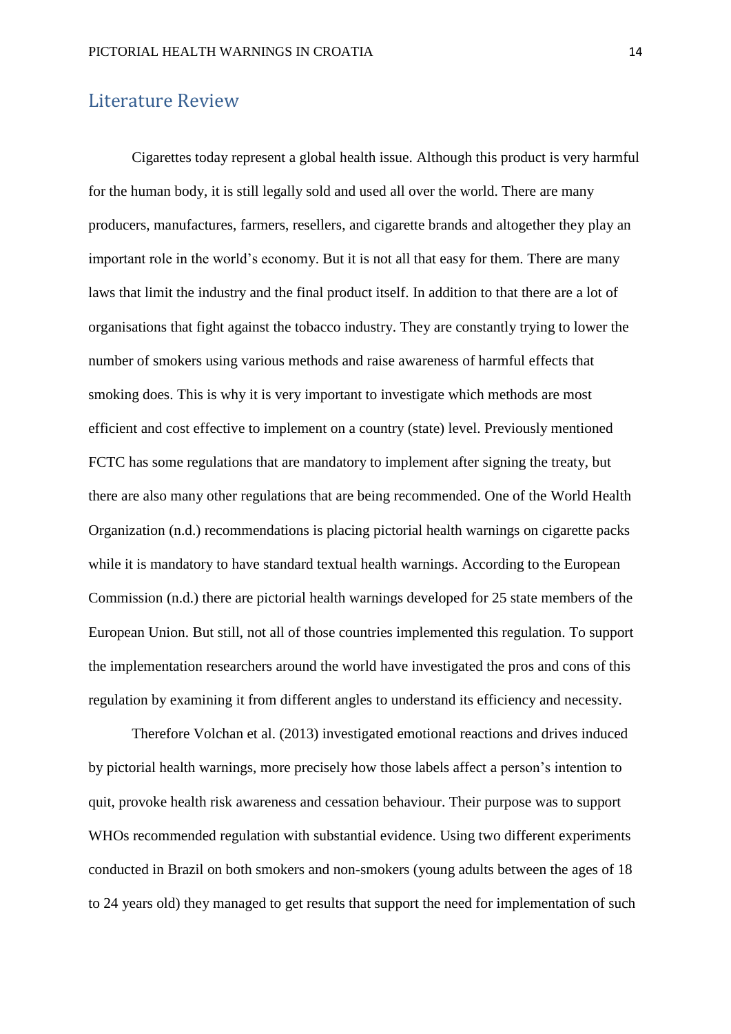## Literature Review

Cigarettes today represent a global health issue. Although this product is very harmful for the human body, it is still legally sold and used all over the world. There are many producers, manufactures, farmers, resellers, and cigarette brands and altogether they play an important role in the world's economy. But it is not all that easy for them. There are many laws that limit the industry and the final product itself. In addition to that there are a lot of organisations that fight against the tobacco industry. They are constantly trying to lower the number of smokers using various methods and raise awareness of harmful effects that smoking does. This is why it is very important to investigate which methods are most efficient and cost effective to implement on a country (state) level. Previously mentioned FCTC has some regulations that are mandatory to implement after signing the treaty, but there are also many other regulations that are being recommended. One of the World Health Organization (n.d.) recommendations is placing pictorial health warnings on cigarette packs while it is mandatory to have standard textual health warnings. According to the European Commission (n.d.) there are pictorial health warnings developed for 25 state members of the European Union. But still, not all of those countries implemented this regulation. To support the implementation researchers around the world have investigated the pros and cons of this regulation by examining it from different angles to understand its efficiency and necessity.

Therefore Volchan et al. (2013) investigated emotional reactions and drives induced by pictorial health warnings, more precisely how those labels affect a person's intention to quit, provoke health risk awareness and cessation behaviour. Their purpose was to support WHOs recommended regulation with substantial evidence. Using two different experiments conducted in Brazil on both smokers and non-smokers (young adults between the ages of 18 to 24 years old) they managed to get results that support the need for implementation of such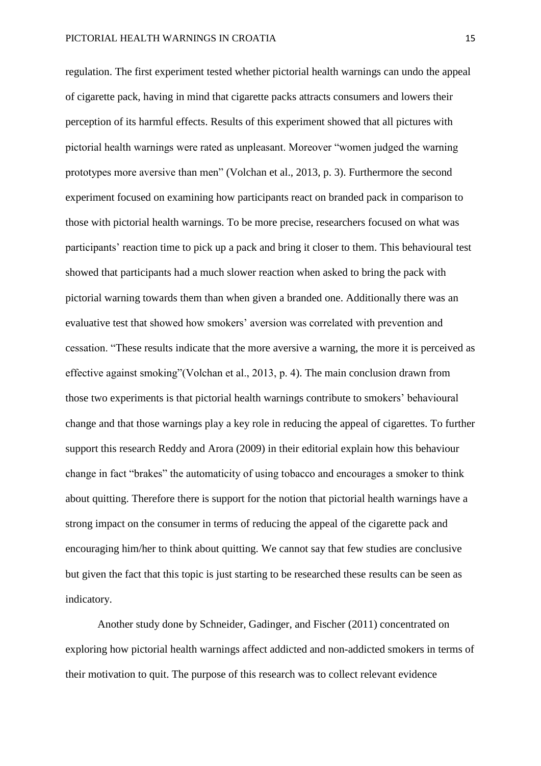regulation. The first experiment tested whether pictorial health warnings can undo the appeal of cigarette pack, having in mind that cigarette packs attracts consumers and lowers their perception of its harmful effects. Results of this experiment showed that all pictures with pictorial health warnings were rated as unpleasant. Moreover "women judged the warning prototypes more aversive than men" (Volchan et al., 2013, p. 3). Furthermore the second experiment focused on examining how participants react on branded pack in comparison to those with pictorial health warnings. To be more precise, researchers focused on what was participants' reaction time to pick up a pack and bring it closer to them. This behavioural test showed that participants had a much slower reaction when asked to bring the pack with pictorial warning towards them than when given a branded one. Additionally there was an evaluative test that showed how smokers' aversion was correlated with prevention and cessation. "These results indicate that the more aversive a warning, the more it is perceived as effective against smoking"(Volchan et al., 2013, p. 4). The main conclusion drawn from those two experiments is that pictorial health warnings contribute to smokers' behavioural change and that those warnings play a key role in reducing the appeal of cigarettes. To further support this research Reddy and Arora (2009) in their editorial explain how this behaviour change in fact "brakes" the automaticity of using tobacco and encourages a smoker to think about quitting. Therefore there is support for the notion that pictorial health warnings have a strong impact on the consumer in terms of reducing the appeal of the cigarette pack and encouraging him/her to think about quitting. We cannot say that few studies are conclusive but given the fact that this topic is just starting to be researched these results can be seen as indicatory.

Another study done by Schneider, Gadinger, and Fischer (2011) concentrated on exploring how pictorial health warnings affect addicted and non-addicted smokers in terms of their motivation to quit. The purpose of this research was to collect relevant evidence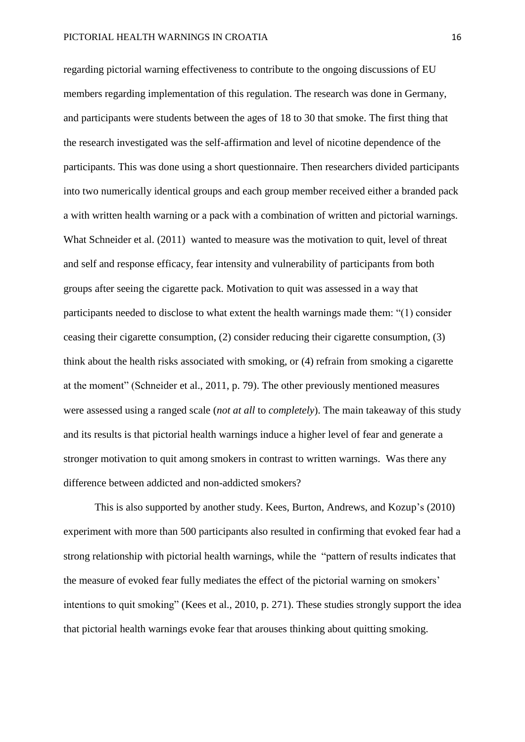regarding pictorial warning effectiveness to contribute to the ongoing discussions of EU members regarding implementation of this regulation. The research was done in Germany, and participants were students between the ages of 18 to 30 that smoke. The first thing that the research investigated was the self-affirmation and level of nicotine dependence of the participants. This was done using a short questionnaire. Then researchers divided participants into two numerically identical groups and each group member received either a branded pack a with written health warning or a pack with a combination of written and pictorial warnings. What Schneider et al. (2011) wanted to measure was the motivation to quit, level of threat and self and response efficacy, fear intensity and vulnerability of participants from both groups after seeing the cigarette pack. Motivation to quit was assessed in a way that participants needed to disclose to what extent the health warnings made them: "(1) consider ceasing their cigarette consumption, (2) consider reducing their cigarette consumption, (3) think about the health risks associated with smoking, or (4) refrain from smoking a cigarette at the moment" (Schneider et al., 2011, p. 79). The other previously mentioned measures were assessed using a ranged scale (*not at all* to *completely*). The main takeaway of this study and its results is that pictorial health warnings induce a higher level of fear and generate a stronger motivation to quit among smokers in contrast to written warnings. Was there any difference between addicted and non-addicted smokers?

This is also supported by another study. Kees, Burton, Andrews, and Kozup's (2010) experiment with more than 500 participants also resulted in confirming that evoked fear had a strong relationship with pictorial health warnings, while the "pattern of results indicates that the measure of evoked fear fully mediates the effect of the pictorial warning on smokers' intentions to quit smoking" (Kees et al., 2010, p. 271). These studies strongly support the idea that pictorial health warnings evoke fear that arouses thinking about quitting smoking.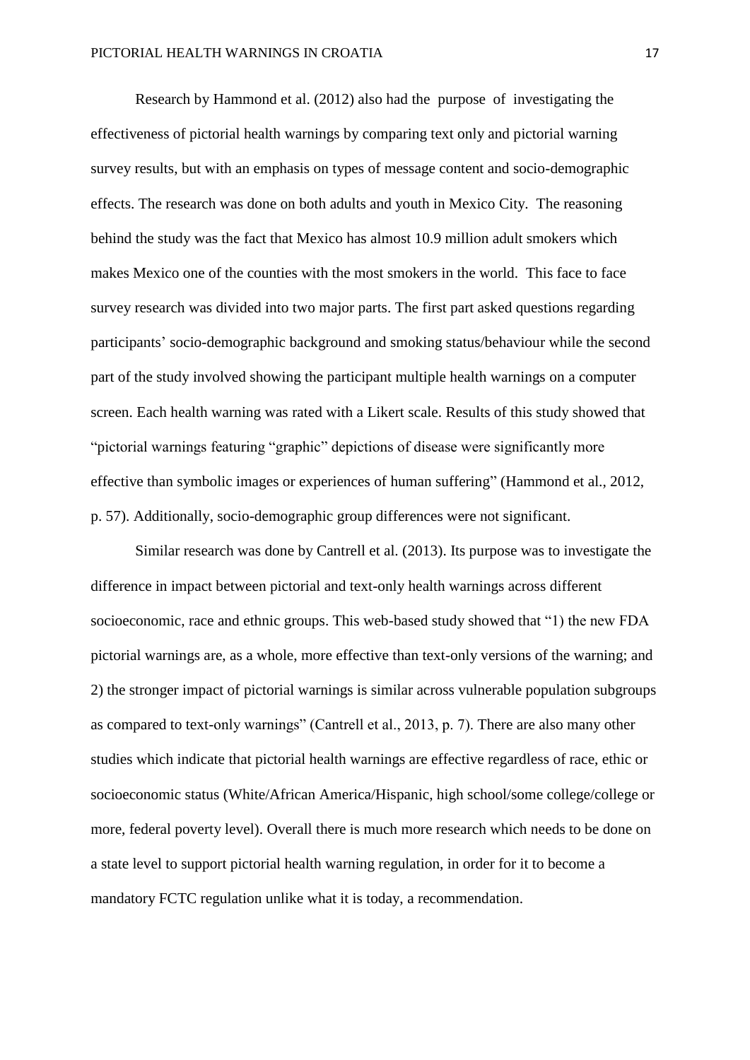Research by Hammond et al. (2012) also had the purpose of investigating the effectiveness of pictorial health warnings by comparing text only and pictorial warning survey results, but with an emphasis on types of message content and socio-demographic effects. The research was done on both adults and youth in Mexico City. The reasoning behind the study was the fact that Mexico has almost 10.9 million adult smokers which makes Mexico one of the counties with the most smokers in the world. This face to face survey research was divided into two major parts. The first part asked questions regarding participants' socio-demographic background and smoking status/behaviour while the second part of the study involved showing the participant multiple health warnings on a computer screen. Each health warning was rated with a Likert scale. Results of this study showed that "pictorial warnings featuring "graphic" depictions of disease were significantly more effective than symbolic images or experiences of human suffering" (Hammond et al., 2012, p. 57). Additionally, socio-demographic group differences were not significant.

Similar research was done by Cantrell et al. (2013). Its purpose was to investigate the difference in impact between pictorial and text-only health warnings across different socioeconomic, race and ethnic groups. This web-based study showed that "1) the new FDA pictorial warnings are, as a whole, more effective than text-only versions of the warning; and 2) the stronger impact of pictorial warnings is similar across vulnerable population subgroups as compared to text-only warnings" (Cantrell et al., 2013, p. 7). There are also many other studies which indicate that pictorial health warnings are effective regardless of race, ethic or socioeconomic status (White/African America/Hispanic, high school/some college/college or more, federal poverty level). Overall there is much more research which needs to be done on a state level to support pictorial health warning regulation, in order for it to become a mandatory FCTC regulation unlike what it is today, a recommendation.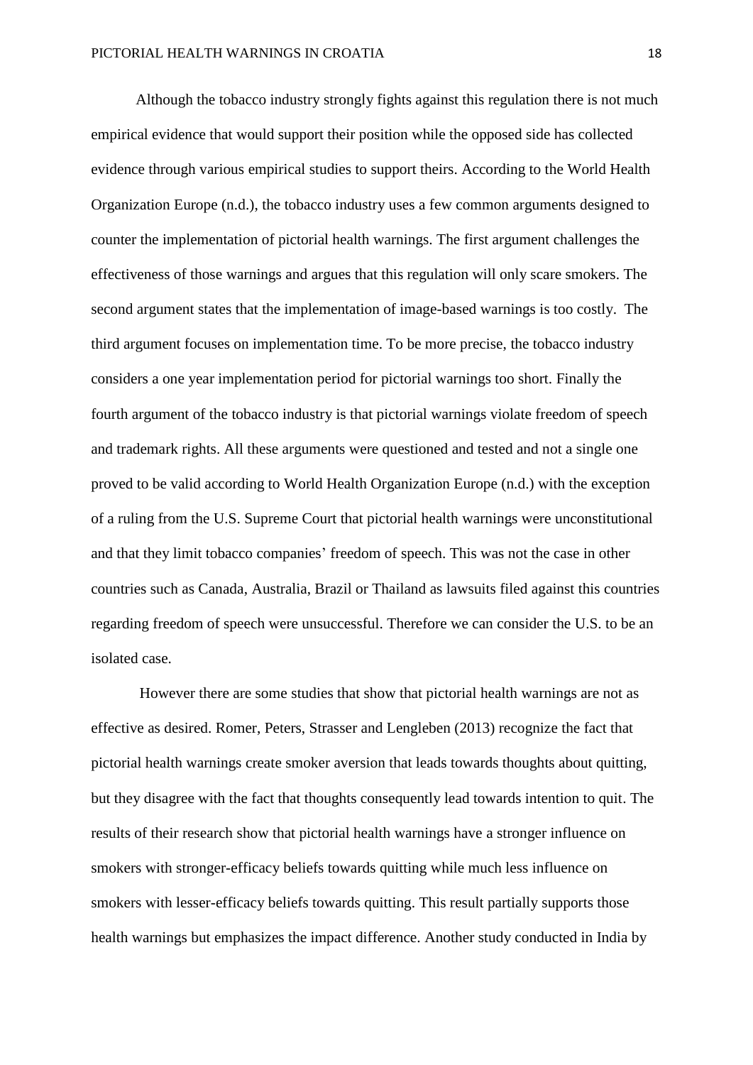Although the tobacco industry strongly fights against this regulation there is not much empirical evidence that would support their position while the opposed side has collected evidence through various empirical studies to support theirs. According to the World Health Organization Europe (n.d.), the tobacco industry uses a few common arguments designed to counter the implementation of pictorial health warnings. The first argument challenges the effectiveness of those warnings and argues that this regulation will only scare smokers. The second argument states that the implementation of image-based warnings is too costly. The third argument focuses on implementation time. To be more precise, the tobacco industry considers a one year implementation period for pictorial warnings too short. Finally the fourth argument of the tobacco industry is that pictorial warnings violate freedom of speech and trademark rights. All these arguments were questioned and tested and not a single one proved to be valid according to World Health Organization Europe (n.d.) with the exception of a ruling from the U.S. Supreme Court that pictorial health warnings were unconstitutional and that they limit tobacco companies' freedom of speech. This was not the case in other countries such as Canada, Australia, Brazil or Thailand as lawsuits filed against this countries regarding freedom of speech were unsuccessful. Therefore we can consider the U.S. to be an isolated case.

However there are some studies that show that pictorial health warnings are not as effective as desired. Romer, Peters, Strasser and Lengleben (2013) recognize the fact that pictorial health warnings create smoker aversion that leads towards thoughts about quitting, but they disagree with the fact that thoughts consequently lead towards intention to quit. The results of their research show that pictorial health warnings have a stronger influence on smokers with stronger-efficacy beliefs towards quitting while much less influence on smokers with lesser-efficacy beliefs towards quitting. This result partially supports those health warnings but emphasizes the impact difference. Another study conducted in India by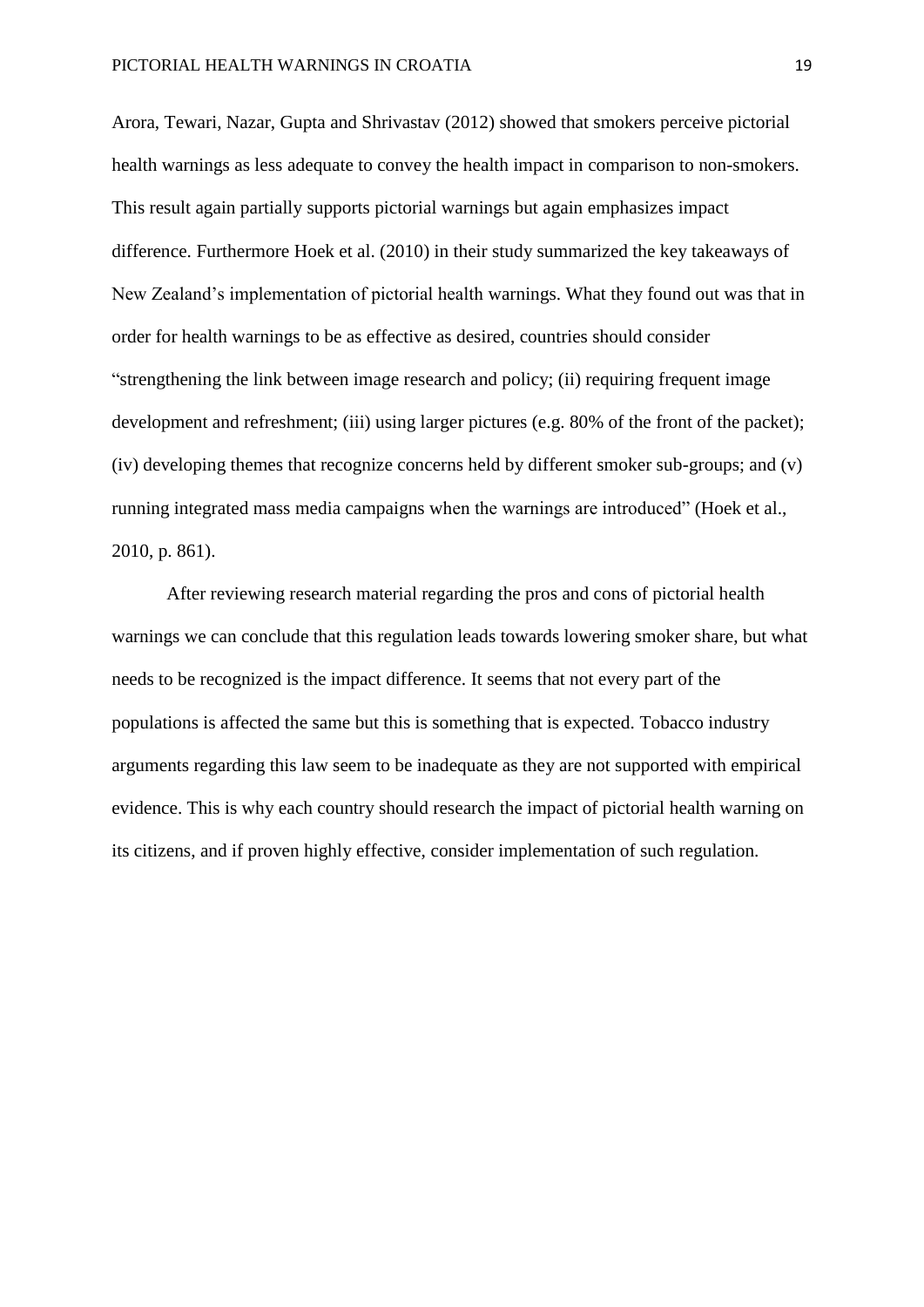Arora, Tewari, Nazar, Gupta and Shrivastav (2012) showed that smokers perceive pictorial health warnings as less adequate to convey the health impact in comparison to non-smokers. This result again partially supports pictorial warnings but again emphasizes impact difference. Furthermore Hoek et al. (2010) in their study summarized the key takeaways of New Zealand's implementation of pictorial health warnings. What they found out was that in order for health warnings to be as effective as desired, countries should consider "strengthening the link between image research and policy; (ii) requiring frequent image development and refreshment; (iii) using larger pictures (e.g. 80% of the front of the packet); (iv) developing themes that recognize concerns held by different smoker sub-groups; and (v) running integrated mass media campaigns when the warnings are introduced" (Hoek et al., 2010, p. 861).

After reviewing research material regarding the pros and cons of pictorial health warnings we can conclude that this regulation leads towards lowering smoker share, but what needs to be recognized is the impact difference. It seems that not every part of the populations is affected the same but this is something that is expected. Tobacco industry arguments regarding this law seem to be inadequate as they are not supported with empirical evidence. This is why each country should research the impact of pictorial health warning on its citizens, and if proven highly effective, consider implementation of such regulation.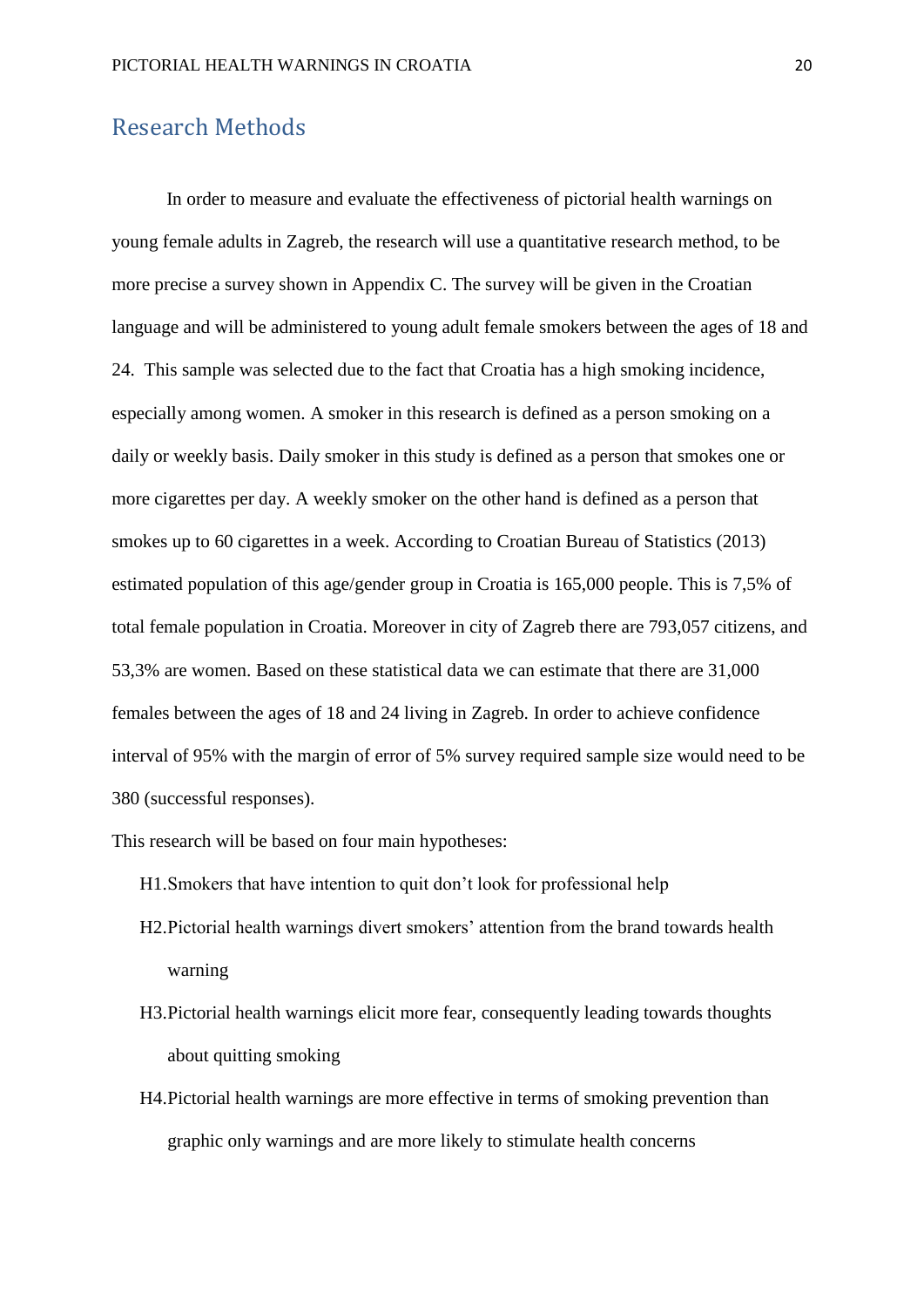## Research Methods

In order to measure and evaluate the effectiveness of pictorial health warnings on young female adults in Zagreb, the research will use a quantitative research method, to be more precise a survey shown in Appendix C. The survey will be given in the Croatian language and will be administered to young adult female smokers between the ages of 18 and 24. This sample was selected due to the fact that Croatia has a high smoking incidence, especially among women. A smoker in this research is defined as a person smoking on a daily or weekly basis. Daily smoker in this study is defined as a person that smokes one or more cigarettes per day. A weekly smoker on the other hand is defined as a person that smokes up to 60 cigarettes in a week. According to Croatian Bureau of Statistics (2013) estimated population of this age/gender group in Croatia is 165,000 people. This is 7,5% of total female population in Croatia. Moreover in city of Zagreb there are 793,057 citizens, and 53,3% are women. Based on these statistical data we can estimate that there are 31,000 females between the ages of 18 and 24 living in Zagreb. In order to achieve confidence interval of 95% with the margin of error of 5% survey required sample size would need to be 380 (successful responses).

This research will be based on four main hypotheses:

- H1. Smokers that have intention to quit don't look for professional help
- H2. Pictorial health warnings divert smokers' attention from the brand towards health warning
- H3. Pictorial health warnings elicit more fear, consequently leading towards thoughts about quitting smoking
- H4. Pictorial health warnings are more effective in terms of smoking prevention than graphic only warnings and are more likely to stimulate health concerns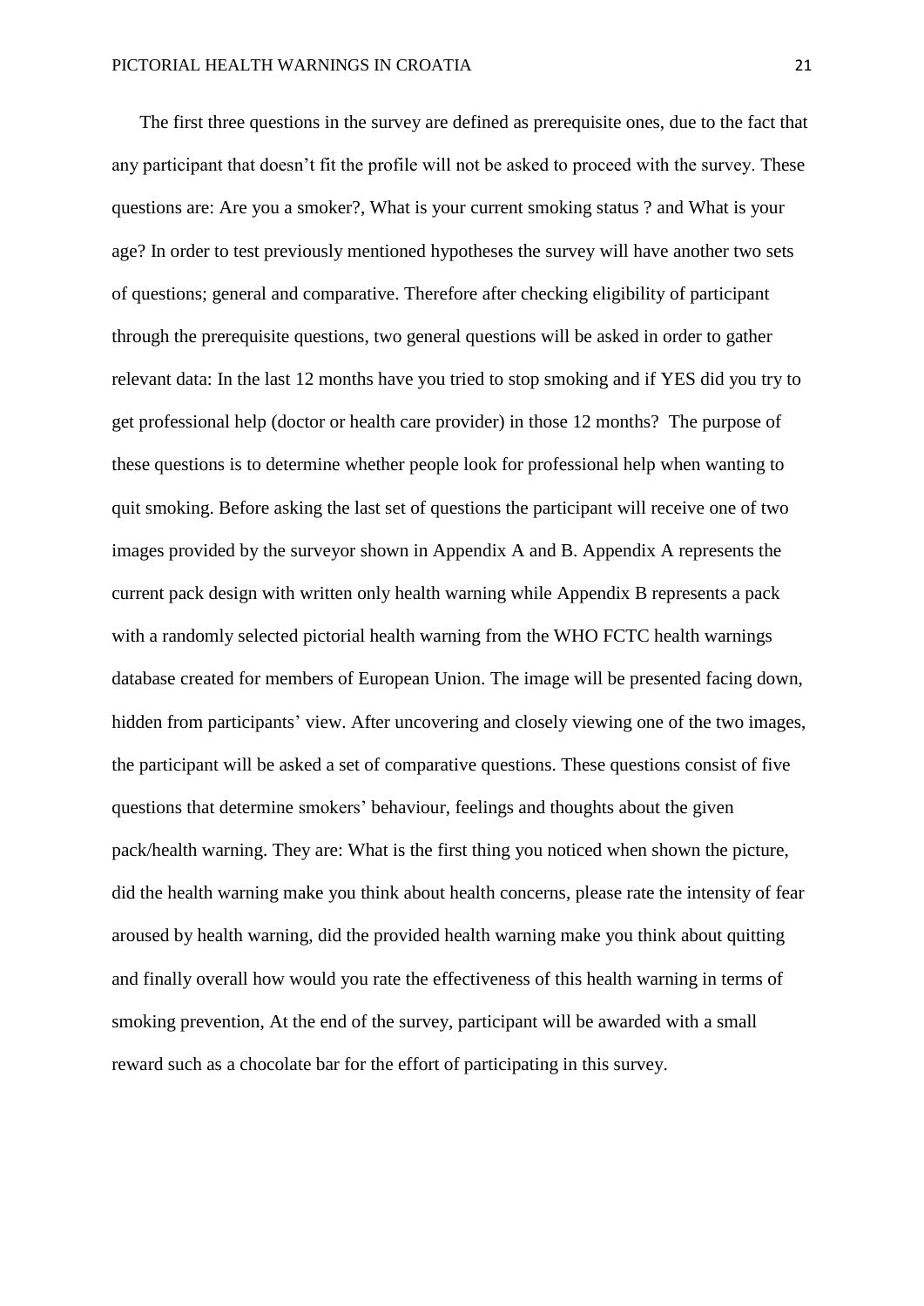The first three questions in the survey are defined as prerequisite ones, due to the fact that any participant that doesn't fit the profile will not be asked to proceed with the survey. These questions are: Are you a smoker?, What is your current smoking status ? and What is your age? In order to test previously mentioned hypotheses the survey will have another two sets of questions; general and comparative. Therefore after checking eligibility of participant through the prerequisite questions, two general questions will be asked in order to gather relevant data: In the last 12 months have you tried to stop smoking and if YES did you try to get professional help (doctor or health care provider) in those 12 months? The purpose of these questions is to determine whether people look for professional help when wanting to quit smoking. Before asking the last set of questions the participant will receive one of two images provided by the surveyor shown in Appendix A and B. Appendix A represents the current pack design with written only health warning while Appendix B represents a pack with a randomly selected pictorial health warning from the WHO FCTC health warnings database created for members of European Union. The image will be presented facing down, hidden from participants' view. After uncovering and closely viewing one of the two images, the participant will be asked a set of comparative questions. These questions consist of five questions that determine smokers' behaviour, feelings and thoughts about the given pack/health warning. They are: What is the first thing you noticed when shown the picture, did the health warning make you think about health concerns, please rate the intensity of fear aroused by health warning, did the provided health warning make you think about quitting and finally overall how would you rate the effectiveness of this health warning in terms of smoking prevention, At the end of the survey, participant will be awarded with a small reward such as a chocolate bar for the effort of participating in this survey.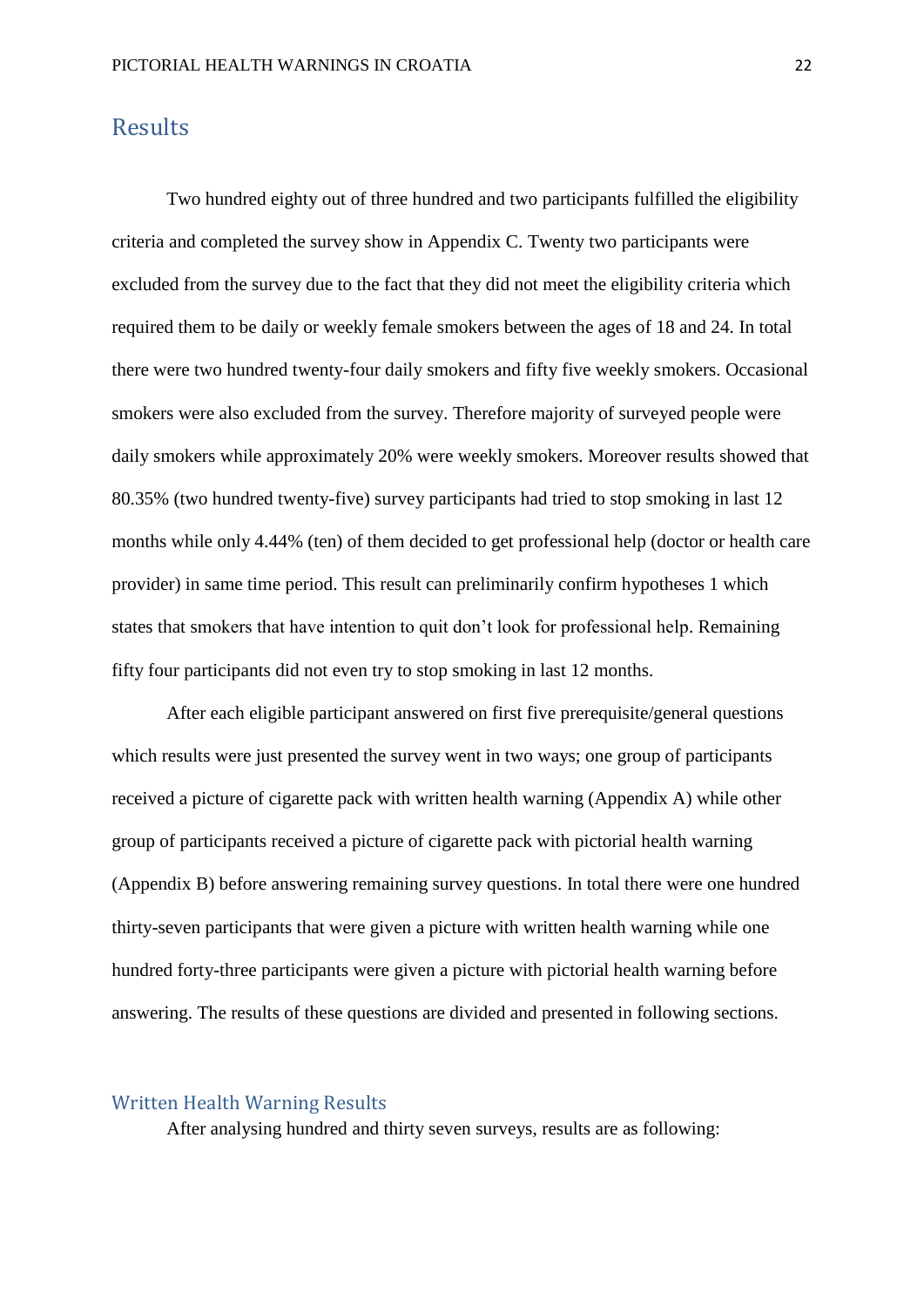## Results

Two hundred eighty out of three hundred and two participants fulfilled the eligibility criteria and completed the survey show in Appendix C. Twenty two participants were excluded from the survey due to the fact that they did not meet the eligibility criteria which required them to be daily or weekly female smokers between the ages of 18 and 24. In total there were two hundred twenty-four daily smokers and fifty five weekly smokers. Occasional smokers were also excluded from the survey. Therefore majority of surveyed people were daily smokers while approximately 20% were weekly smokers. Moreover results showed that 80.35% (two hundred twenty-five) survey participants had tried to stop smoking in last 12 months while only 4.44% (ten) of them decided to get professional help (doctor or health care provider) in same time period. This result can preliminarily confirm hypotheses 1 which states that smokers that have intention to quit don't look for professional help. Remaining fifty four participants did not even try to stop smoking in last 12 months.

After each eligible participant answered on first five prerequisite/general questions which results were just presented the survey went in two ways; one group of participants received a picture of cigarette pack with written health warning (Appendix A) while other group of participants received a picture of cigarette pack with pictorial health warning (Appendix B) before answering remaining survey questions. In total there were one hundred thirty-seven participants that were given a picture with written health warning while one hundred forty-three participants were given a picture with pictorial health warning before answering. The results of these questions are divided and presented in following sections.

### Written Health Warning Results

After analysing hundred and thirty seven surveys, results are as following: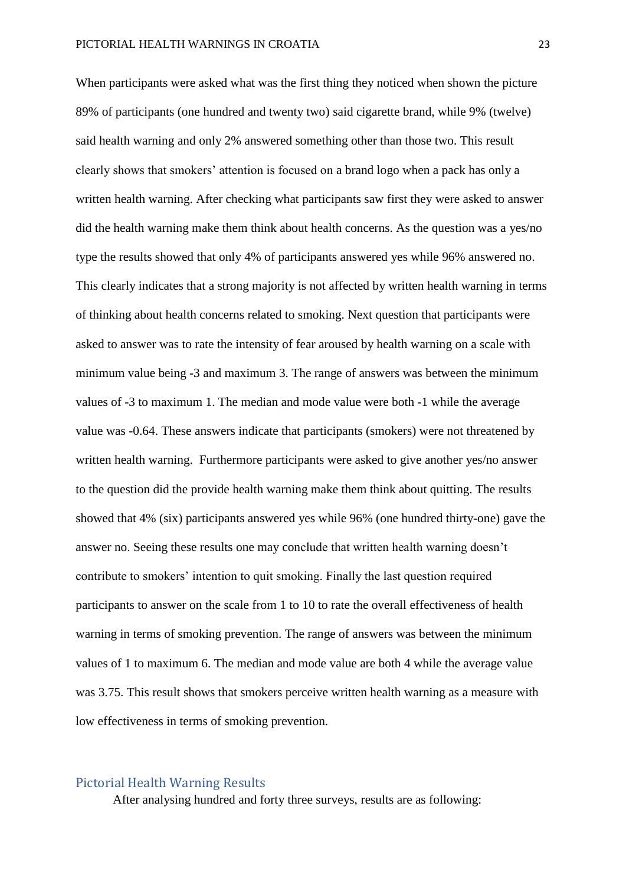When participants were asked what was the first thing they noticed when shown the picture 89% of participants (one hundred and twenty two) said cigarette brand, while 9% (twelve) said health warning and only 2% answered something other than those two. This result clearly shows that smokers' attention is focused on a brand logo when a pack has only a written health warning. After checking what participants saw first they were asked to answer did the health warning make them think about health concerns. As the question was a yes/no type the results showed that only 4% of participants answered yes while 96% answered no. This clearly indicates that a strong majority is not affected by written health warning in terms of thinking about health concerns related to smoking. Next question that participants were asked to answer was to rate the intensity of fear aroused by health warning on a scale with minimum value being -3 and maximum 3. The range of answers was between the minimum values of -3 to maximum 1. The median and mode value were both -1 while the average value was -0.64. These answers indicate that participants (smokers) were not threatened by written health warning.  Furthermore participants were asked to give another yes/no answer to the question did the provide health warning make them think about quitting. The results showed that 4% (six) participants answered yes while 96% (one hundred thirty-one) gave the answer no. Seeing these results one may conclude that written health warning doesn't contribute to smokers' intention to quit smoking. Finally the last question required participants to answer on the scale from 1 to 10 to rate the overall effectiveness of health warning in terms of smoking prevention. The range of answers was between the minimum values of 1 to maximum 6. The median and mode value are both 4 while the average value was 3.75. This result shows that smokers perceive written health warning as a measure with low effectiveness in terms of smoking prevention.

## Pictorial Health Warning Results

After analysing hundred and forty three surveys, results are as following: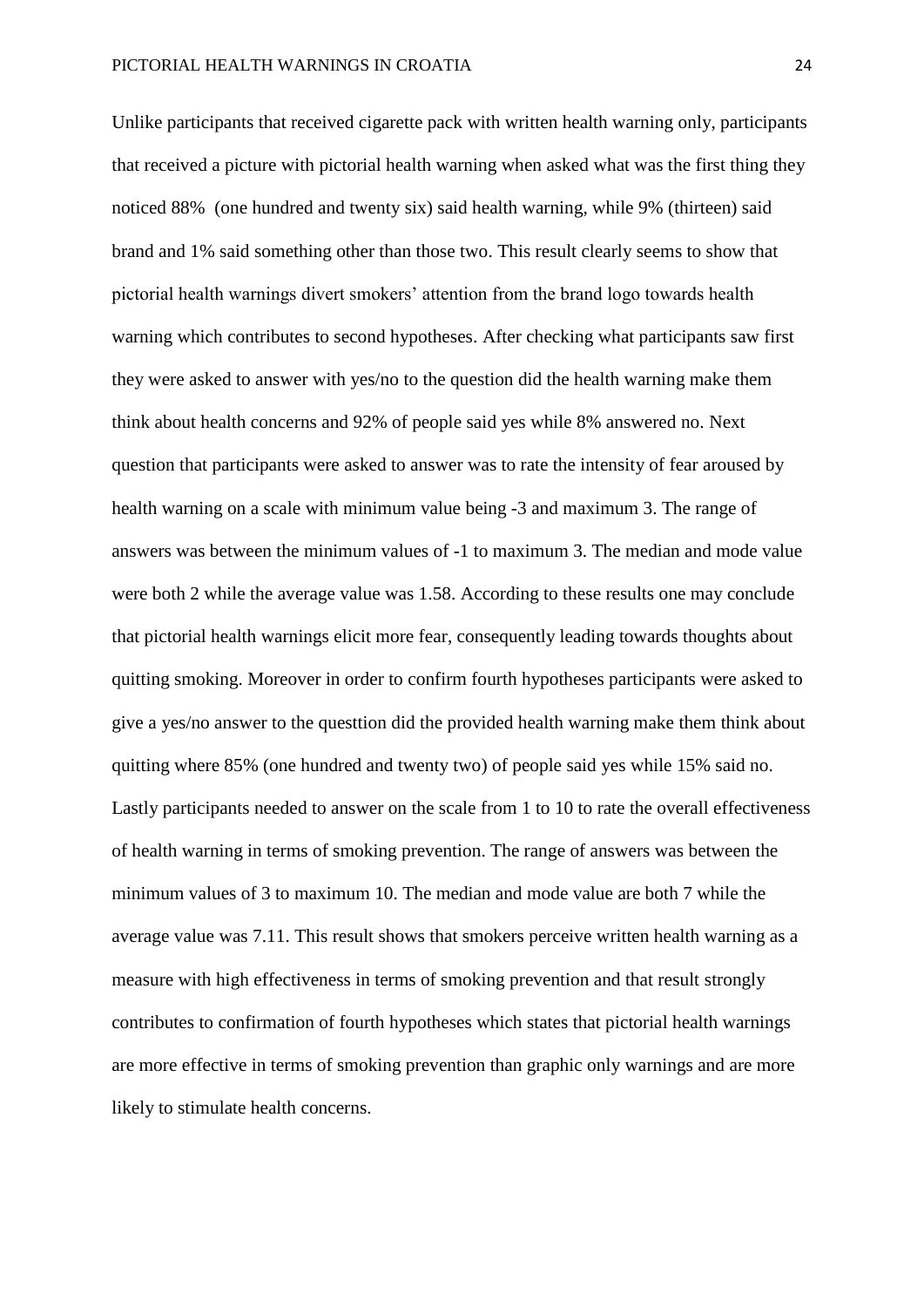Unlike participants that received cigarette pack with written health warning only, participants that received a picture with pictorial health warning when asked what was the first thing they noticed 88% (one hundred and twenty six) said health warning, while 9% (thirteen) said brand and 1% said something other than those two. This result clearly seems to show that pictorial health warnings divert smokers' attention from the brand logo towards health warning which contributes to second hypotheses. After checking what participants saw first they were asked to answer with yes/no to the question did the health warning make them think about health concerns and 92% of people said yes while 8% answered no. Next question that participants were asked to answer was to rate the intensity of fear aroused by health warning on a scale with minimum value being -3 and maximum 3. The range of answers was between the minimum values of -1 to maximum 3. The median and mode value were both 2 while the average value was 1.58. According to these results one may conclude that pictorial health warnings elicit more fear, consequently leading towards thoughts about quitting smoking. Moreover in order to confirm fourth hypotheses participants were asked to give a yes/no answer to the questtion did the provided health warning make them think about quitting where 85% (one hundred and twenty two) of people said yes while 15% said no. Lastly participants needed to answer on the scale from 1 to 10 to rate the overall effectiveness of health warning in terms of smoking prevention. The range of answers was between the minimum values of 3 to maximum 10. The median and mode value are both 7 while the average value was 7.11. This result shows that smokers perceive written health warning as a measure with high effectiveness in terms of smoking prevention and that result strongly contributes to confirmation of fourth hypotheses which states that pictorial health warnings are more effective in terms of smoking prevention than graphic only warnings and are more likely to stimulate health concerns.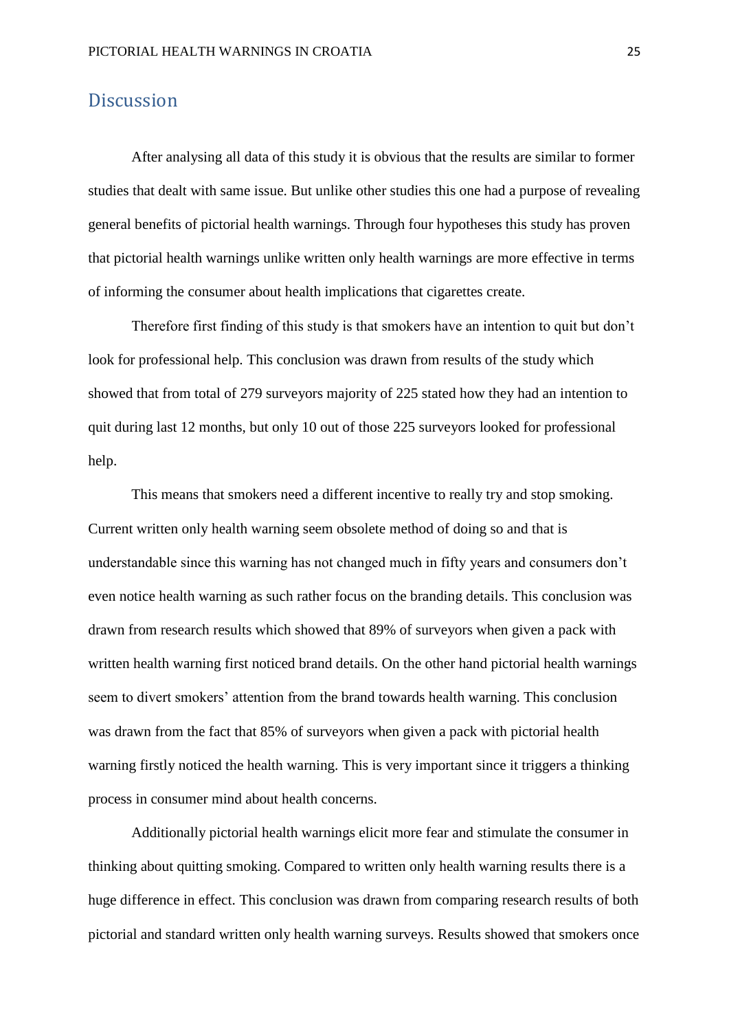# Discussion

After analysing all data of this study it is obvious that the results are similar to former studies that dealt with same issue. But unlike other studies this one had a purpose of revealing general benefits of pictorial health warnings. Through four hypotheses this study has proven that pictorial health warnings unlike written only health warnings are more effective in terms of informing the consumer about health implications that cigarettes create.

Therefore first finding of this study is that smokers have an intention to quit but don't look for professional help. This conclusion was drawn from results of the study which showed that from total of 279 surveyors majority of 225 stated how they had an intention to quit during last 12 months, but only 10 out of those 225 surveyors looked for professional help.

This means that smokers need a different incentive to really try and stop smoking. Current written only health warning seem obsolete method of doing so and that is understandable since this warning has not changed much in fifty years and consumers don't even notice health warning as such rather focus on the branding details. This conclusion was drawn from research results which showed that 89% of surveyors when given a pack with written health warning first noticed brand details. On the other hand pictorial health warnings seem to divert smokers' attention from the brand towards health warning. This conclusion was drawn from the fact that 85% of surveyors when given a pack with pictorial health warning firstly noticed the health warning. This is very important since it triggers a thinking process in consumer mind about health concerns.

Additionally pictorial health warnings elicit more fear and stimulate the consumer in thinking about quitting smoking. Compared to written only health warning results there is a huge difference in effect. This conclusion was drawn from comparing research results of both pictorial and standard written only health warning surveys. Results showed that smokers once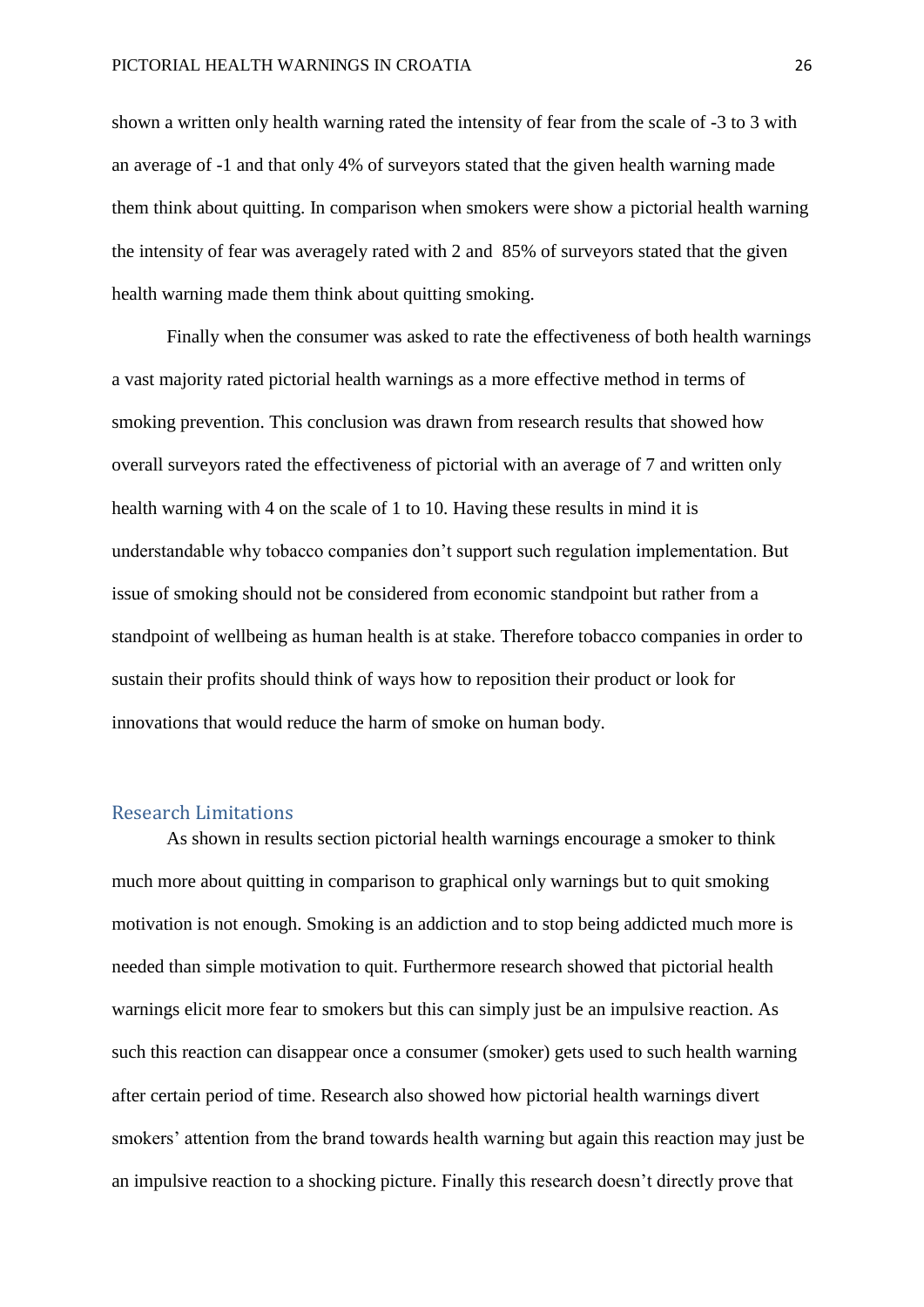shown a written only health warning rated the intensity of fear from the scale of -3 to 3 with an average of -1 and that only 4% of surveyors stated that the given health warning made them think about quitting. In comparison when smokers were show a pictorial health warning the intensity of fear was averagely rated with 2 and 85% of surveyors stated that the given health warning made them think about quitting smoking.

Finally when the consumer was asked to rate the effectiveness of both health warnings a vast majority rated pictorial health warnings as a more effective method in terms of smoking prevention. This conclusion was drawn from research results that showed how overall surveyors rated the effectiveness of pictorial with an average of 7 and written only health warning with 4 on the scale of 1 to 10. Having these results in mind it is understandable why tobacco companies don't support such regulation implementation. But issue of smoking should not be considered from economic standpoint but rather from a standpoint of wellbeing as human health is at stake. Therefore tobacco companies in order to sustain their profits should think of ways how to reposition their product or look for innovations that would reduce the harm of smoke on human body.

## Research Limitations

As shown in results section pictorial health warnings encourage a smoker to think much more about quitting in comparison to graphical only warnings but to quit smoking motivation is not enough. Smoking is an addiction and to stop being addicted much more is needed than simple motivation to quit. Furthermore research showed that pictorial health warnings elicit more fear to smokers but this can simply just be an impulsive reaction. As such this reaction can disappear once a consumer (smoker) gets used to such health warning after certain period of time. Research also showed how pictorial health warnings divert smokers' attention from the brand towards health warning but again this reaction may just be an impulsive reaction to a shocking picture. Finally this research doesn't directly prove that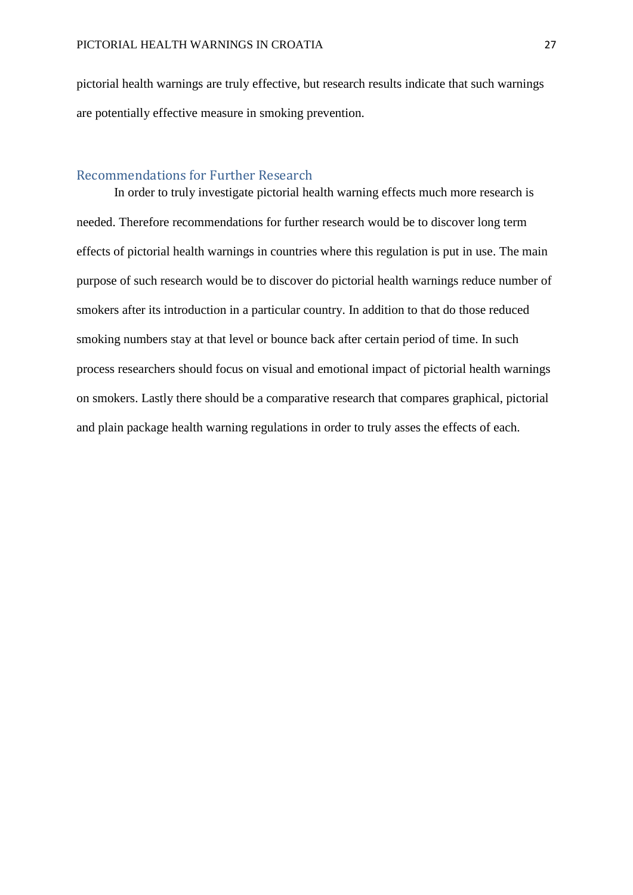pictorial health warnings are truly effective, but research results indicate that such warnings are potentially effective measure in smoking prevention.

## Recommendations for Further Research

In order to truly investigate pictorial health warning effects much more research is needed. Therefore recommendations for further research would be to discover long term effects of pictorial health warnings in countries where this regulation is put in use. The main purpose of such research would be to discover do pictorial health warnings reduce number of smokers after its introduction in a particular country. In addition to that do those reduced smoking numbers stay at that level or bounce back after certain period of time. In such process researchers should focus on visual and emotional impact of pictorial health warnings on smokers. Lastly there should be a comparative research that compares graphical, pictorial and plain package health warning regulations in order to truly asses the effects of each.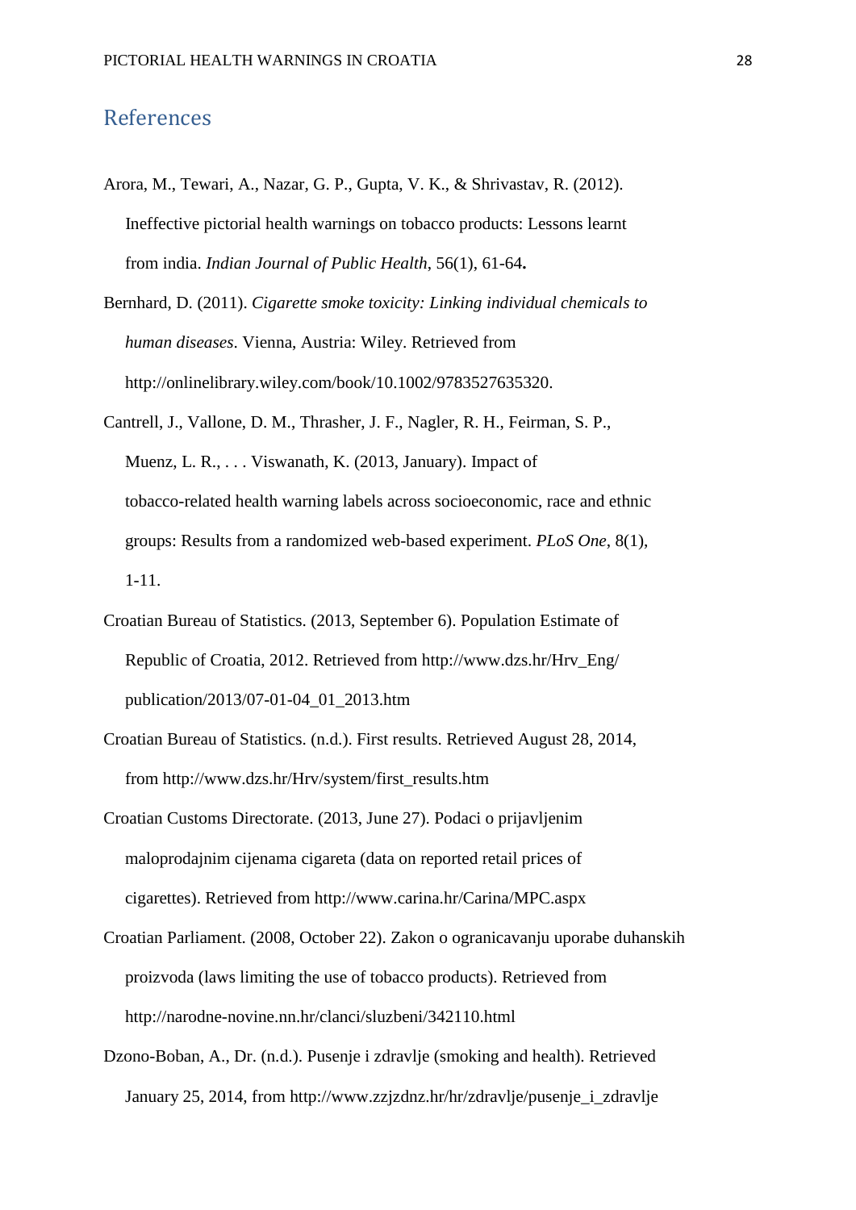# References

Arora, M., Tewari, A., Nazar, G. P., Gupta, V. K., & Shrivastav, R. (2012). Ineffective pictorial health warnings on tobacco products: Lessons learnt from india. *Indian Journal of Public Health*, 56(1), 61-64**.**

Bernhard, D. (2011). *Cigarette smoke toxicity: Linking individual chemicals to human diseases*. Vienna, Austria: Wiley. Retrieved from http://onlinelibrary.wiley.com/book/10.1002/9783527635320.

Cantrell, J., Vallone, D. M., Thrasher, J. F., Nagler, R. H., Feirman, S. P., Muenz, L. R., . . . Viswanath, K. (2013, January). Impact of tobacco-related health warning labels across socioeconomic, race and ethnic groups: Results from a randomized web-based experiment. *PLoS One*, 8(1), 1-11.

Croatian Bureau of Statistics. (2013, September 6). Population Estimate of Republic of Croatia, 2012. Retrieved from http://www.dzs.hr/Hrv_Eng/publication/2013/07-01-04_01_2013.htm

Croatian Bureau of Statistics. (n.d.). First results. Retrieved August 28, 2014, from http://www.dzs.hr/Hrv/system/first_results.htm

Croatian Customs Directorate. (2013, June 27). Podaci o prijavljenim maloprodajnim cijenama cigareta (data on reported retail prices of cigarettes). Retrieved from http://www.carina.hr/Carina/MPC.aspx

Croatian Parliament. (2008, October 22). Zakon o ogranicavanju uporabe duhanskih proizvoda (laws limiting the use of tobacco products). Retrieved from http://narodne-novine.nn.hr/clanci/sluzbeni/342110.html

Dzono-Boban, A., Dr. (n.d.). Pusenje i zdravlje (smoking and health). Retrieved January 25, 2014, from http://www.zzjzdnz.hr/hr/zdravlje/pusenje_i_zdravlje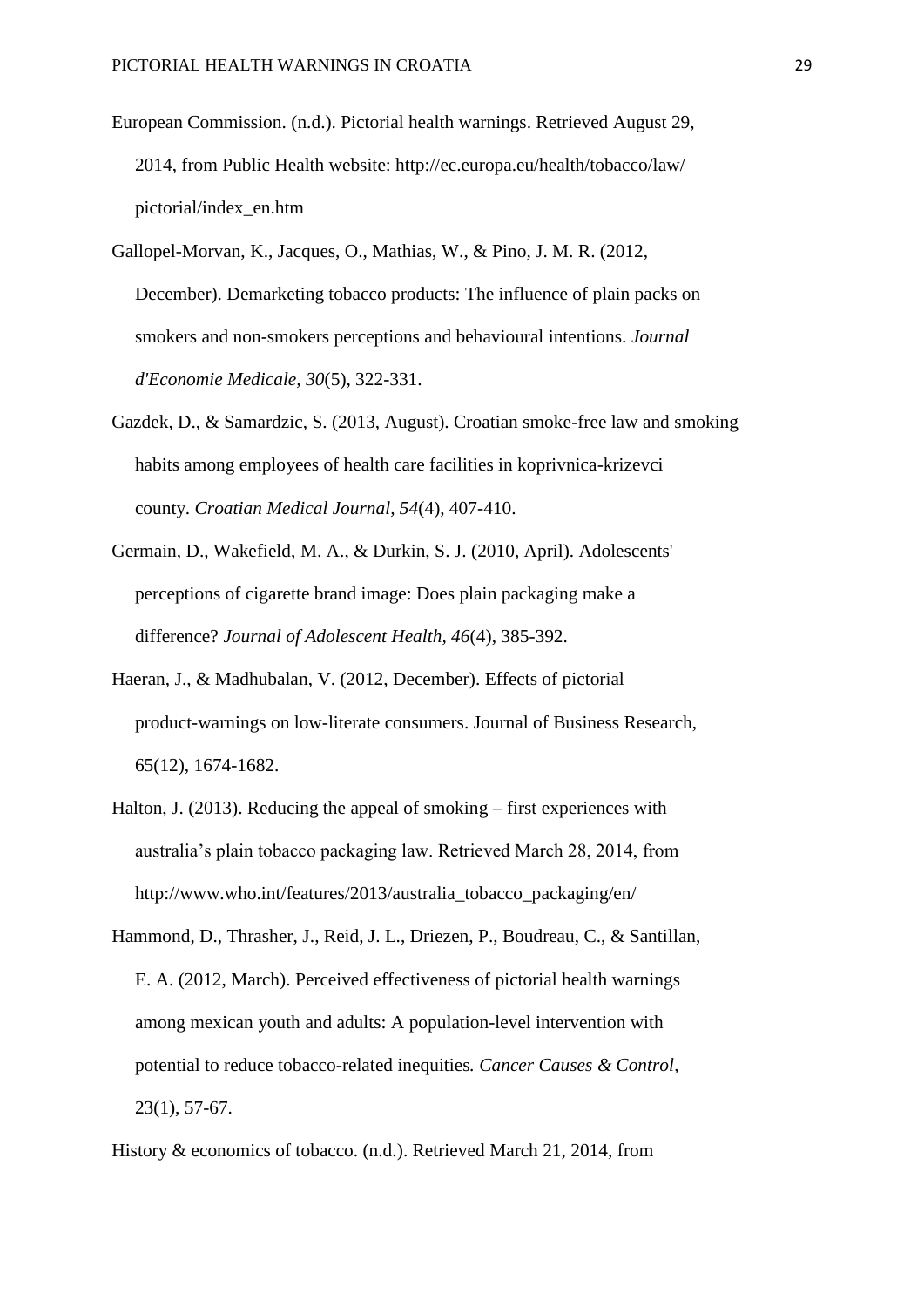European Commission. (n.d.). Pictorial health warnings. Retrieved August 29, 2014, from Public Health website: http://ec.europa.eu/health/tobacco/law/pictorial/index_en.htm

Gallopel-Morvan, K., Jacques, O., Mathias, W., & Pino, J. M. R. (2012, December). Demarketing tobacco products: The influence of plain packs on smokers and non-smokers perceptions and behavioural intentions. *Journal d'Economie Medicale, 30*(5), 322-331.

Gazdek, D., & Samardzic, S. (2013, August). Croatian smoke-free law and smoking habits among employees of health care facilities in koprivnica-krizevci county. *Croatian Medical Journal*, *54*(4), 407-410.

Germain, D., Wakefield, M. A., & Durkin, S. J. (2010, April). Adolescents' perceptions of cigarette brand image: Does plain packaging make a difference? *Journal of Adolescent Health*, *46*(4), 385-392.

Haeran, J., & Madhubalan, V. (2012, December). Effects of pictorial product-warnings on low-literate consumers. Journal of Business Research, 65(12), 1674-1682.

Halton, J. (2013). Reducing the appeal of smoking – first experiences with australia's plain tobacco packaging law. Retrieved March 28, 2014, from http://www.who.int/features/2013/australia_tobacco_packaging/en/

Hammond, D., Thrasher, J., Reid, J. L., Driezen, P., Boudreau, C., & Santillan, E. A. (2012, March). Perceived effectiveness of pictorial health warnings among mexican youth and adults: A population-level intervention with potential to reduce tobacco-related inequities*. Cancer Causes & Control*, 23(1), 57-67.

History & economics of tobacco. (n.d.). Retrieved March 21, 2014, from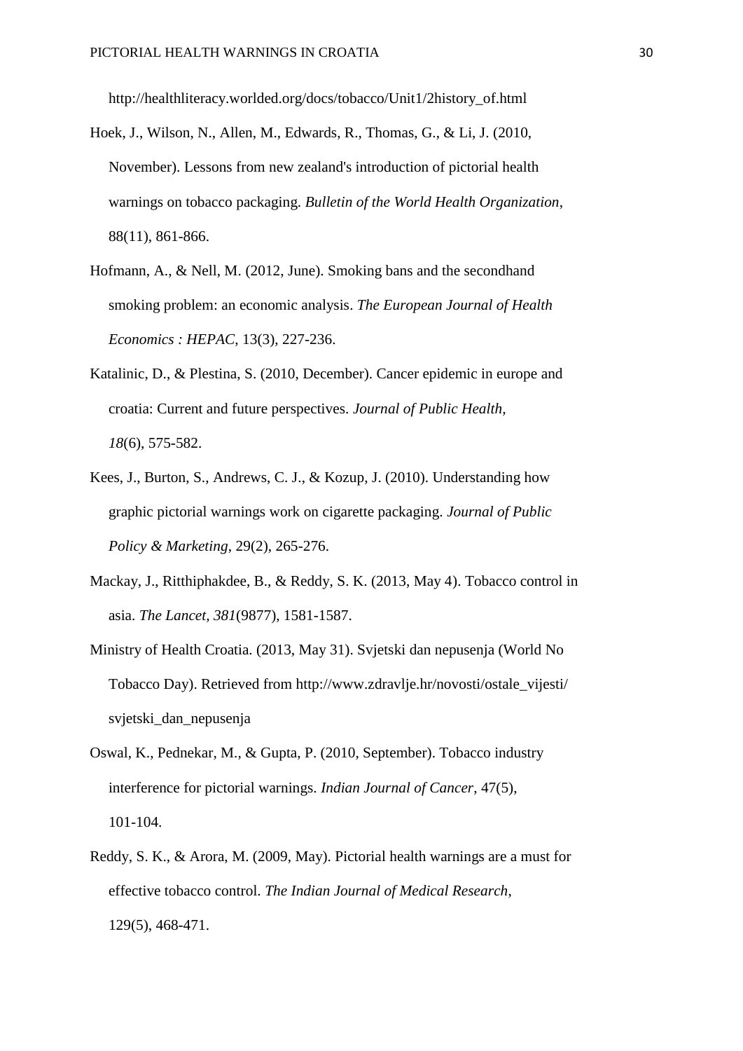http://healthliteracy.worlded.org/docs/tobacco/Unit1/2history_of.html

Hoek, J., Wilson, N., Allen, M., Edwards, R., Thomas, G., & Li, J. (2010, November). Lessons from new zealand's introduction of pictorial health warnings on tobacco packaging. *Bulletin of the World Health Organization*, 88(11), 861-866.

Hofmann, A., & Nell, M. (2012, June). Smoking bans and the secondhand smoking problem: an economic analysis. *The European Journal of Health Economics : HEPAC*, 13(3), 227-236.

Katalinic, D., & Plestina, S. (2010, December). Cancer epidemic in europe and croatia: Current and future perspectives. *Journal of Public Health, 18*(6), 575-582.

Kees, J., Burton, S., Andrews, C. J., & Kozup, J. (2010). Understanding how graphic pictorial warnings work on cigarette packaging. *Journal of Public Policy & Marketing*, 29(2), 265-276.

Mackay, J., Ritthiphakdee, B., & Reddy, S. K. (2013, May 4). Tobacco control in asia. *The Lancet, 381*(9877), 1581-1587.

Ministry of Health Croatia. (2013, May 31). Svjetski dan nepusenja (World No Tobacco Day). Retrieved from http://www.zdravlje.hr/novosti/ostale_vijesti/svjetski_dan_nepusenja

Oswal, K., Pednekar, M., & Gupta, P. (2010, September). Tobacco industry interference for pictorial warnings. *Indian Journal of Cancer*, 47(5), 101-104.

Reddy, S. K., & Arora, M. (2009, May). Pictorial health warnings are a must for effective tobacco control. *The Indian Journal of Medical Research*, 129(5), 468-471.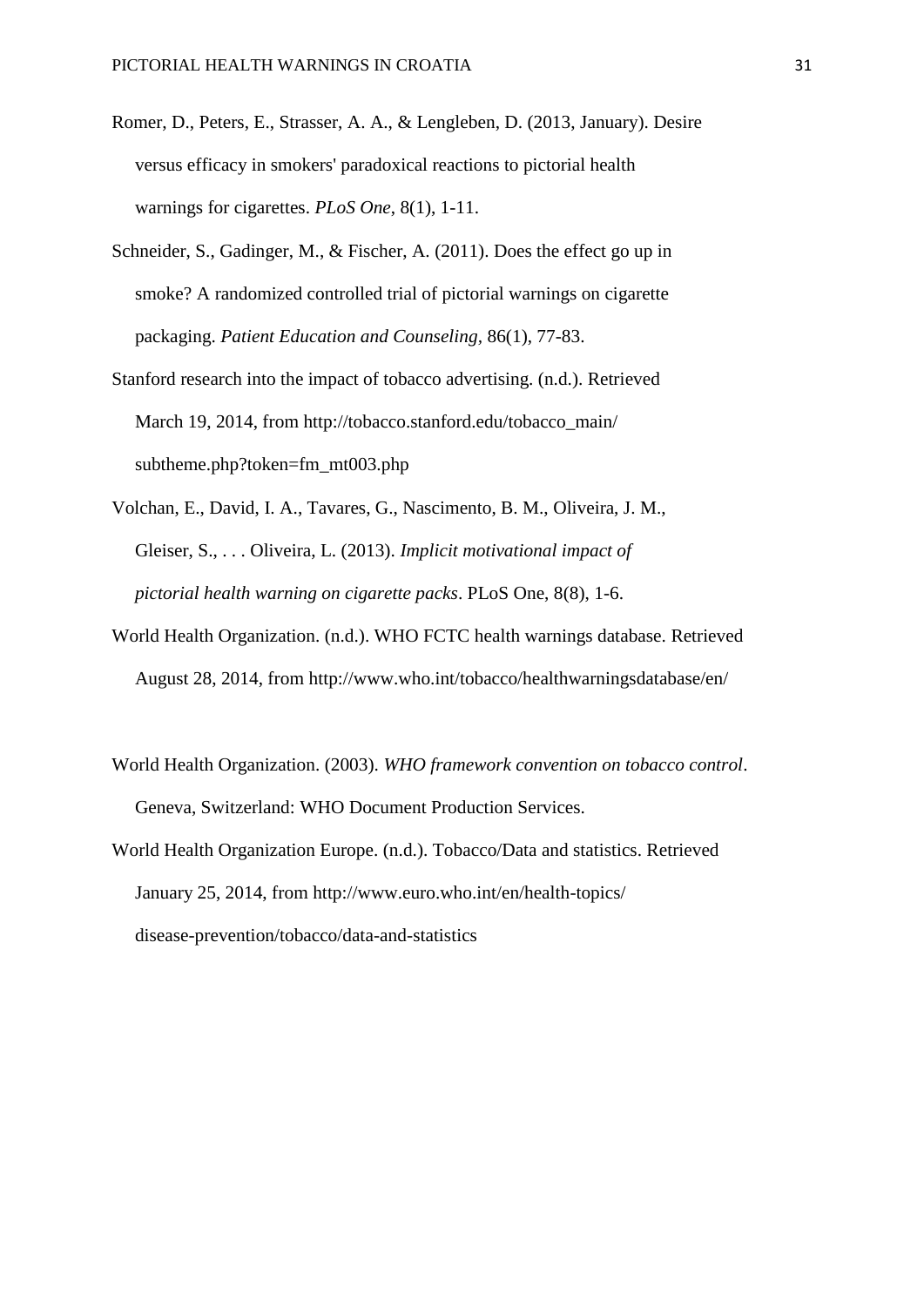Romer, D., Peters, E., Strasser, A. A., & Lengleben, D. (2013, January). Desire versus efficacy in smokers' paradoxical reactions to pictorial health warnings for cigarettes. *PLoS One*, 8(1), 1-11.

Schneider, S., Gadinger, M., & Fischer, A. (2011). Does the effect go up in smoke? A randomized controlled trial of pictorial warnings on cigarette packaging. *Patient Education and Counseling*, 86(1), 77-83.

Stanford research into the impact of tobacco advertising. (n.d.). Retrieved March 19, 2014, from http://tobacco.stanford.edu/tobacco_main/subtheme.php?token=fm_mt003.php

Volchan, E., David, I. A., Tavares, G., Nascimento, B. M., Oliveira, J. M., Gleiser, S., . . . Oliveira, L. (2013). *Implicit motivational impact of pictorial health warning on cigarette packs*. PLoS One, 8(8), 1-6.

World Health Organization. (n.d.). WHO FCTC health warnings database. Retrieved August 28, 2014, from http://www.who.int/tobacco/healthwarningsdatabase/en/

World Health Organization. (2003). *WHO framework convention on tobacco control*. Geneva, Switzerland: WHO Document Production Services.

World Health Organization Europe. (n.d.). Tobacco/Data and statistics. Retrieved January 25, 2014, from http://www.euro.who.int/en/health-topics/disease-prevention/tobacco/data-and-statistics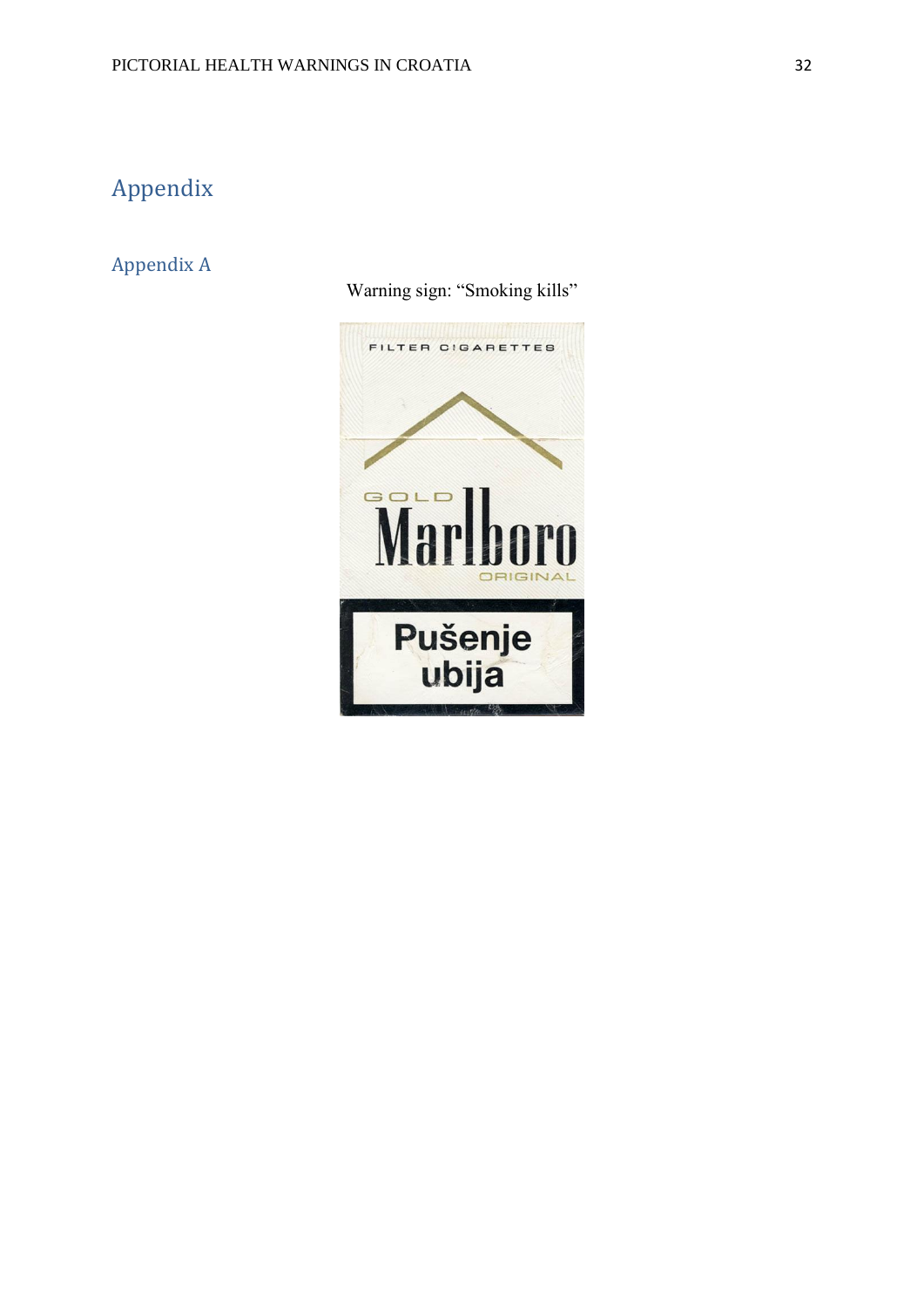# Appendix

## Appendix A

Warning sign: "Smoking kills"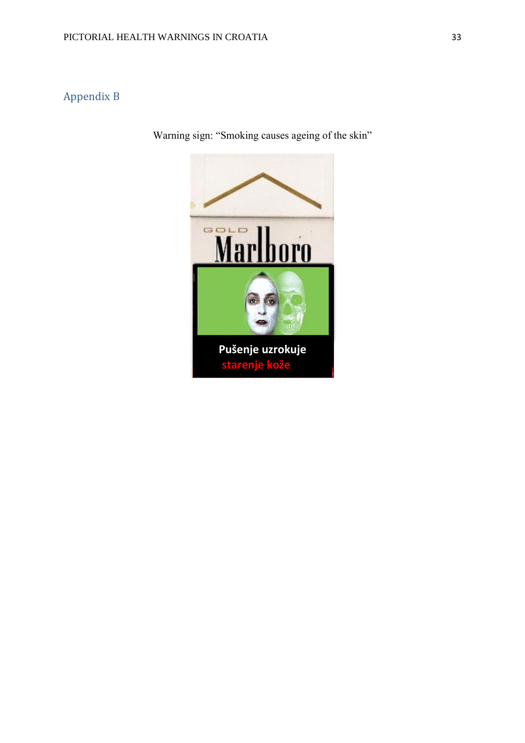## Appendix B

Warning sign: "Smoking causes ageing of the skin"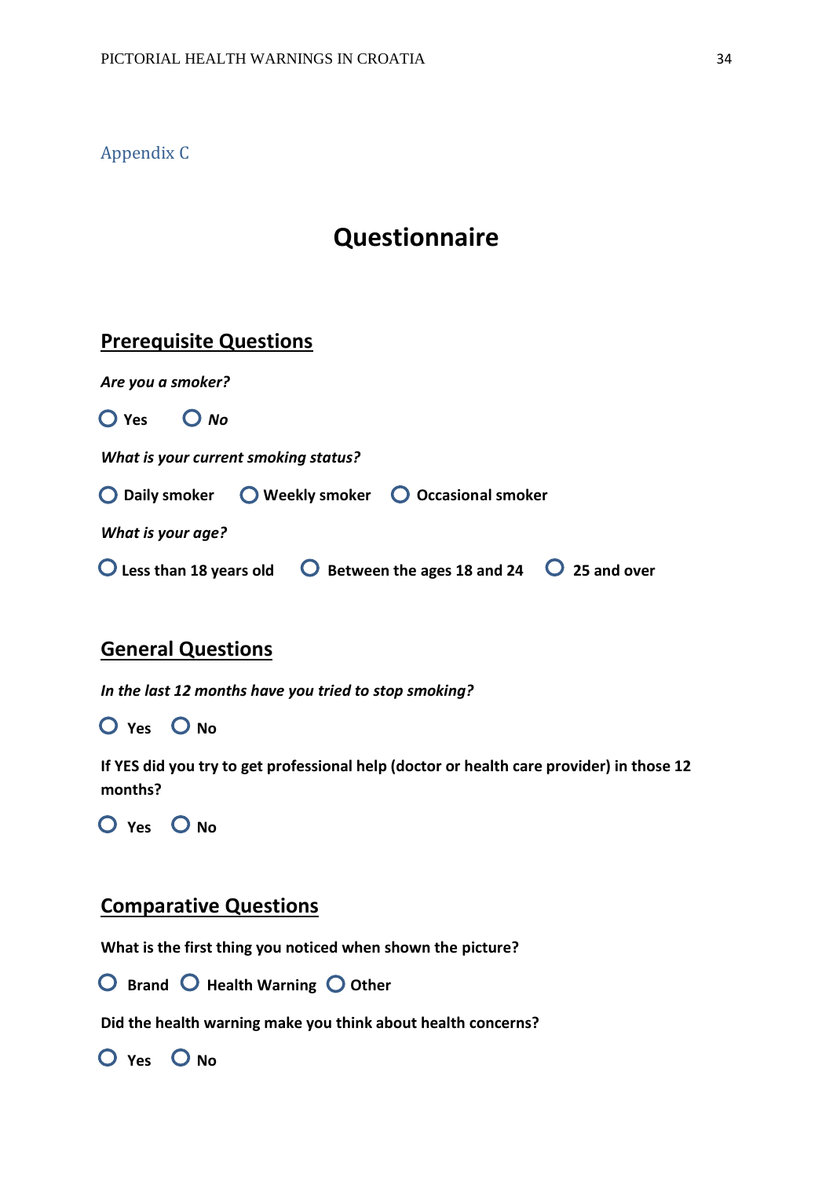## Appendix C

# Questionnaire

## Prerequisite Questions

***Are you a smoker?***

○ **Yes** ○ ***No***

***What is your current smoking status?***

○ **Daily smoker** ○ **Weekly smoker** ○ **Occasional smoker**

***What is your age?***

○ **Less than 18 years old** ○ **Between the ages 18 and 24** ○ **25 and over**

## General Questions

***In the last 12 months have you tried to stop smoking?***

○ **Yes** ○ **No**

**If YES did you try to get professional help (doctor or health care provider) in those 12 months?**

○ **Yes** ○ **No**

## Comparative Questions

**What is the first thing you noticed when shown the picture?**

○ **Brand** ○ **Health Warning** ○ **Other**

**Did the health warning make you think about health concerns?**

○ **Yes** ○ **No**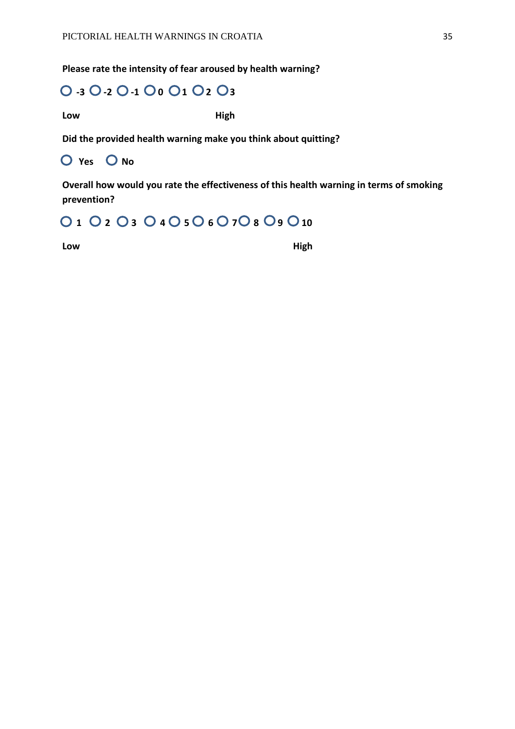**Please rate the intensity of fear aroused by health warning?**

○ -3 ○ -2 ○ -1 ○ 0 ○ 1 ○ 2 ○ 3

**Low** **High**

**Did the provided health warning make you think about quitting?**

○ Yes ○ No

**Overall how would you rate the effectiveness of this health warning in terms of smoking prevention?**

○ 1 ○ 2 ○ 3 ○ 4 ○ 5 ○ 6 ○ 7 ○ 8 ○ 9 ○ 10

**Low** **High**